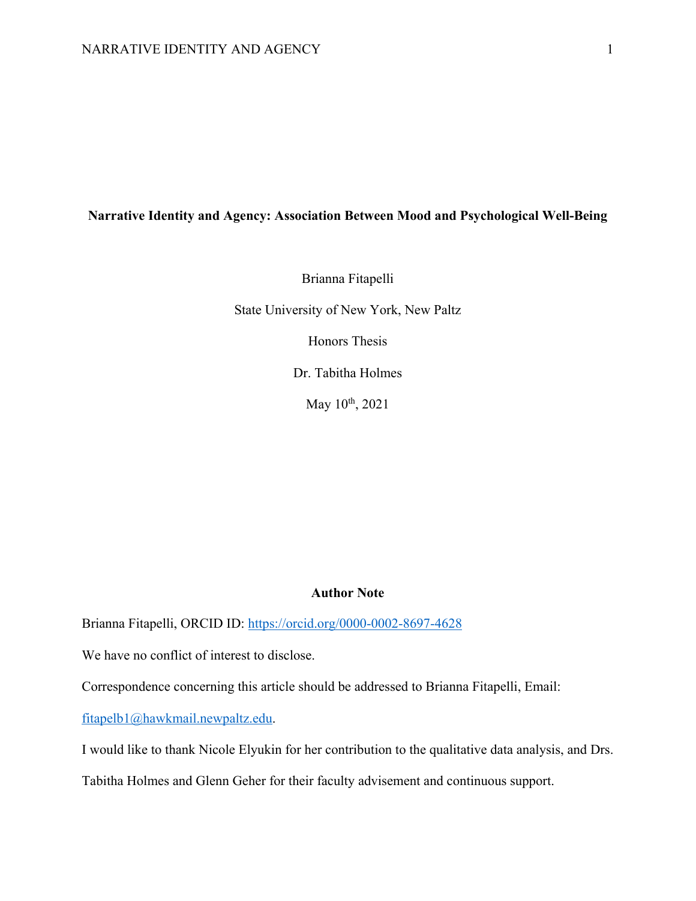# Narrative Identity and Agency: Association Between Mood and Psychological Well-Being

Brianna Fitapelli

State University of New York, New Paltz

Honors Thesis

Dr. Tabitha Holmes

May 10th, 2021

## Author Note

Brianna Fitapelli, ORCID ID: https://orcid.org/0000-0002-8697-4628

We have no conflict of interest to disclose.

Correspondence concerning this article should be addressed to Brianna Fitapelli, Email: fitapelb1@hawkmail.newpaltz.edu.

I would like to thank Nicole Elyukin for her contribution to the qualitative data analysis, and Drs. Tabitha Holmes and Glenn Geher for their faculty advisement and continuous support.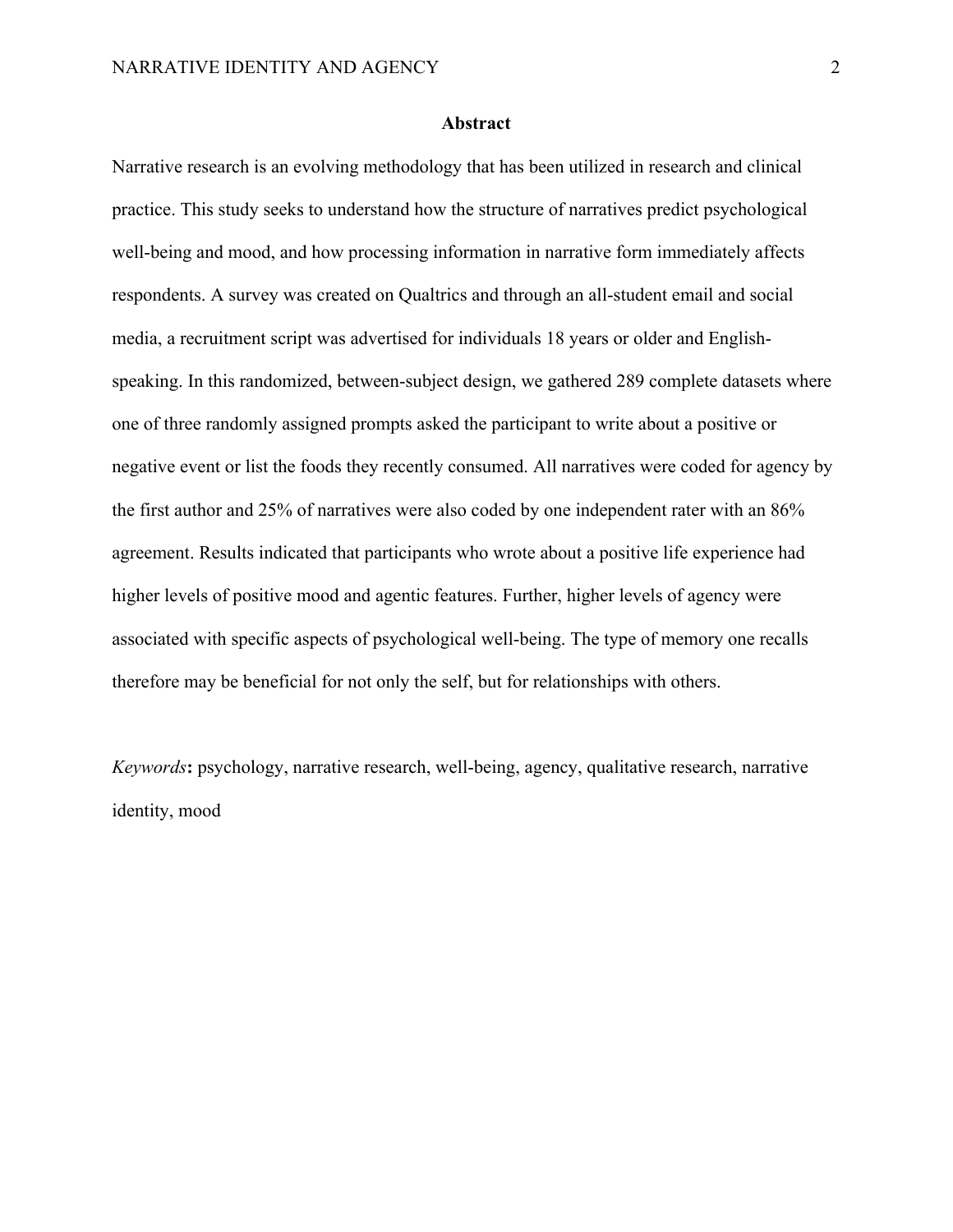# Abstract

Narrative research is an evolving methodology that has been utilized in research and clinical practice. This study seeks to understand how the structure of narratives predict psychological well-being and mood, and how processing information in narrative form immediately affects respondents. A survey was created on Qualtrics and through an all-student email and social media, a recruitment script was advertised for individuals 18 years or older and English-speaking. In this randomized, between-subject design, we gathered 289 complete datasets where one of three randomly assigned prompts asked the participant to write about a positive or negative event or list the foods they recently consumed. All narratives were coded for agency by the first author and 25% of narratives were also coded by one independent rater with an 86% agreement. Results indicated that participants who wrote about a positive life experience had higher levels of positive mood and agentic features. Further, higher levels of agency were associated with specific aspects of psychological well-being. The type of memory one recalls therefore may be beneficial for not only the self, but for relationships with others.

*Keywords*: psychology, narrative research, well-being, agency, qualitative research, narrative identity, mood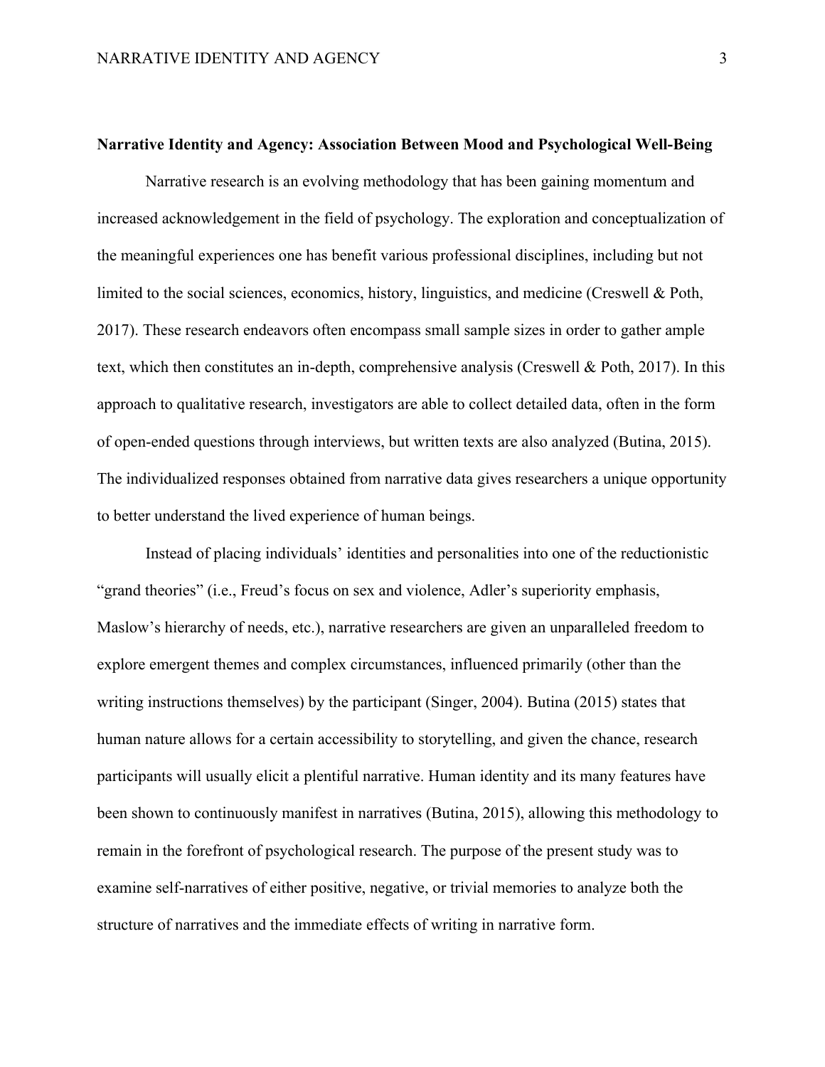## Narrative Identity and Agency: Association Between Mood and Psychological Well-Being

Narrative research is an evolving methodology that has been gaining momentum and increased acknowledgement in the field of psychology. The exploration and conceptualization of the meaningful experiences one has benefit various professional disciplines, including but not limited to the social sciences, economics, history, linguistics, and medicine (Creswell & Poth, 2017). These research endeavors often encompass small sample sizes in order to gather ample text, which then constitutes an in-depth, comprehensive analysis (Creswell & Poth, 2017). In this approach to qualitative research, investigators are able to collect detailed data, often in the form of open-ended questions through interviews, but written texts are also analyzed (Butina, 2015). The individualized responses obtained from narrative data gives researchers a unique opportunity to better understand the lived experience of human beings.

Instead of placing individuals' identities and personalities into one of the reductionistic "grand theories" (i.e., Freud's focus on sex and violence, Adler's superiority emphasis, Maslow's hierarchy of needs, etc.), narrative researchers are given an unparalleled freedom to explore emergent themes and complex circumstances, influenced primarily (other than the writing instructions themselves) by the participant (Singer, 2004). Butina (2015) states that human nature allows for a certain accessibility to storytelling, and given the chance, research participants will usually elicit a plentiful narrative. Human identity and its many features have been shown to continuously manifest in narratives (Butina, 2015), allowing this methodology to remain in the forefront of psychological research. The purpose of the present study was to examine self-narratives of either positive, negative, or trivial memories to analyze both the structure of narratives and the immediate effects of writing in narrative form.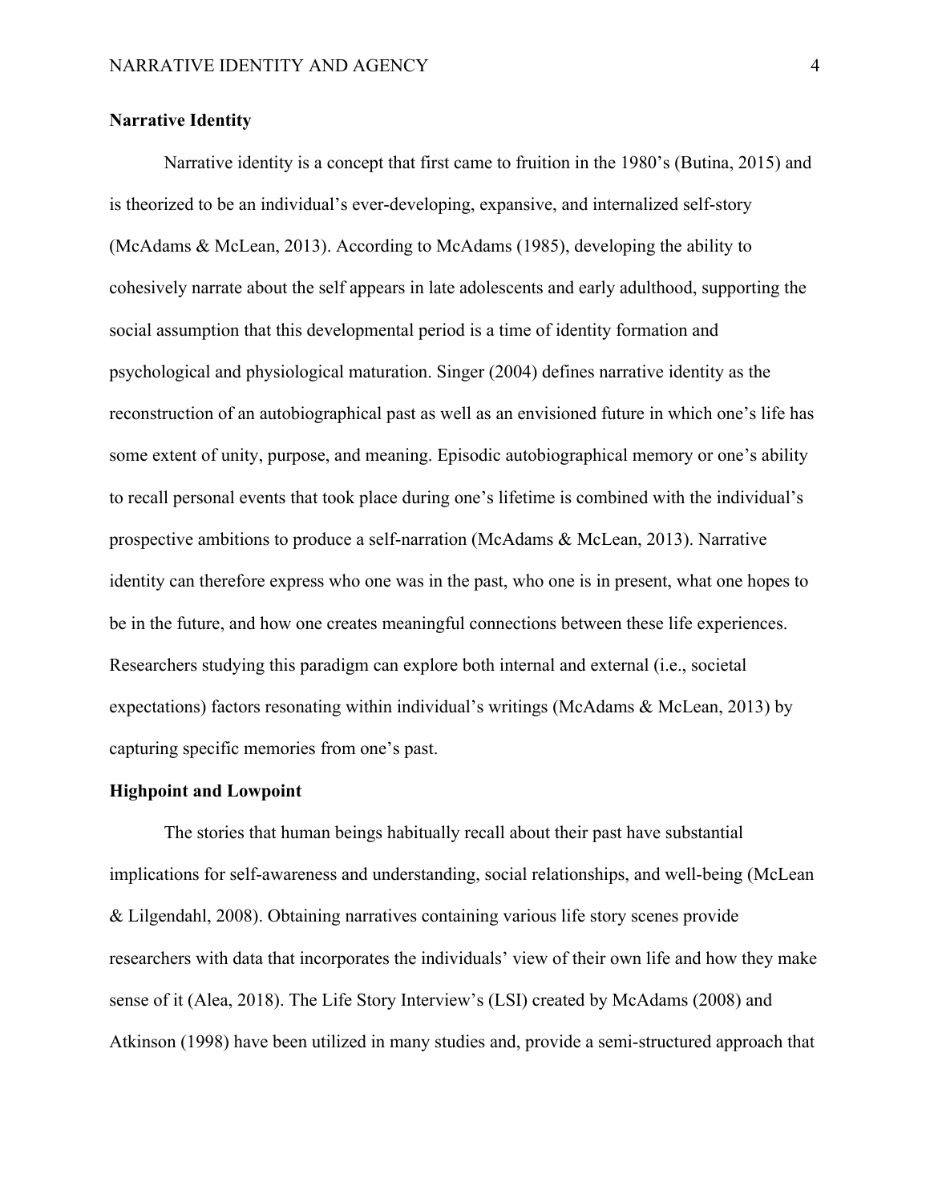**Narrative Identity**

Narrative identity is a concept that first came to fruition in the 1980's (Butina, 2015) and is theorized to be an individual's ever-developing, expansive, and internalized self-story (McAdams & McLean, 2013). According to McAdams (1985), developing the ability to cohesively narrate about the self appears in late adolescents and early adulthood, supporting the social assumption that this developmental period is a time of identity formation and psychological and physiological maturation. Singer (2004) defines narrative identity as the reconstruction of an autobiographical past as well as an envisioned future in which one's life has some extent of unity, purpose, and meaning. Episodic autobiographical memory or one's ability to recall personal events that took place during one's lifetime is combined with the individual's prospective ambitions to produce a self-narration (McAdams & McLean, 2013). Narrative identity can therefore express who one was in the past, who one is in present, what one hopes to be in the future, and how one creates meaningful connections between these life experiences. Researchers studying this paradigm can explore both internal and external (i.e., societal expectations) factors resonating within individual's writings (McAdams & McLean, 2013) by capturing specific memories from one's past.

**Highpoint and Lowpoint**

The stories that human beings habitually recall about their past have substantial implications for self-awareness and understanding, social relationships, and well-being (McLean & Lilgendahl, 2008). Obtaining narratives containing various life story scenes provide researchers with data that incorporates the individuals' view of their own life and how they make sense of it (Alea, 2018). The Life Story Interview's (LSI) created by McAdams (2008) and Atkinson (1998) have been utilized in many studies and, provide a semi-structured approach that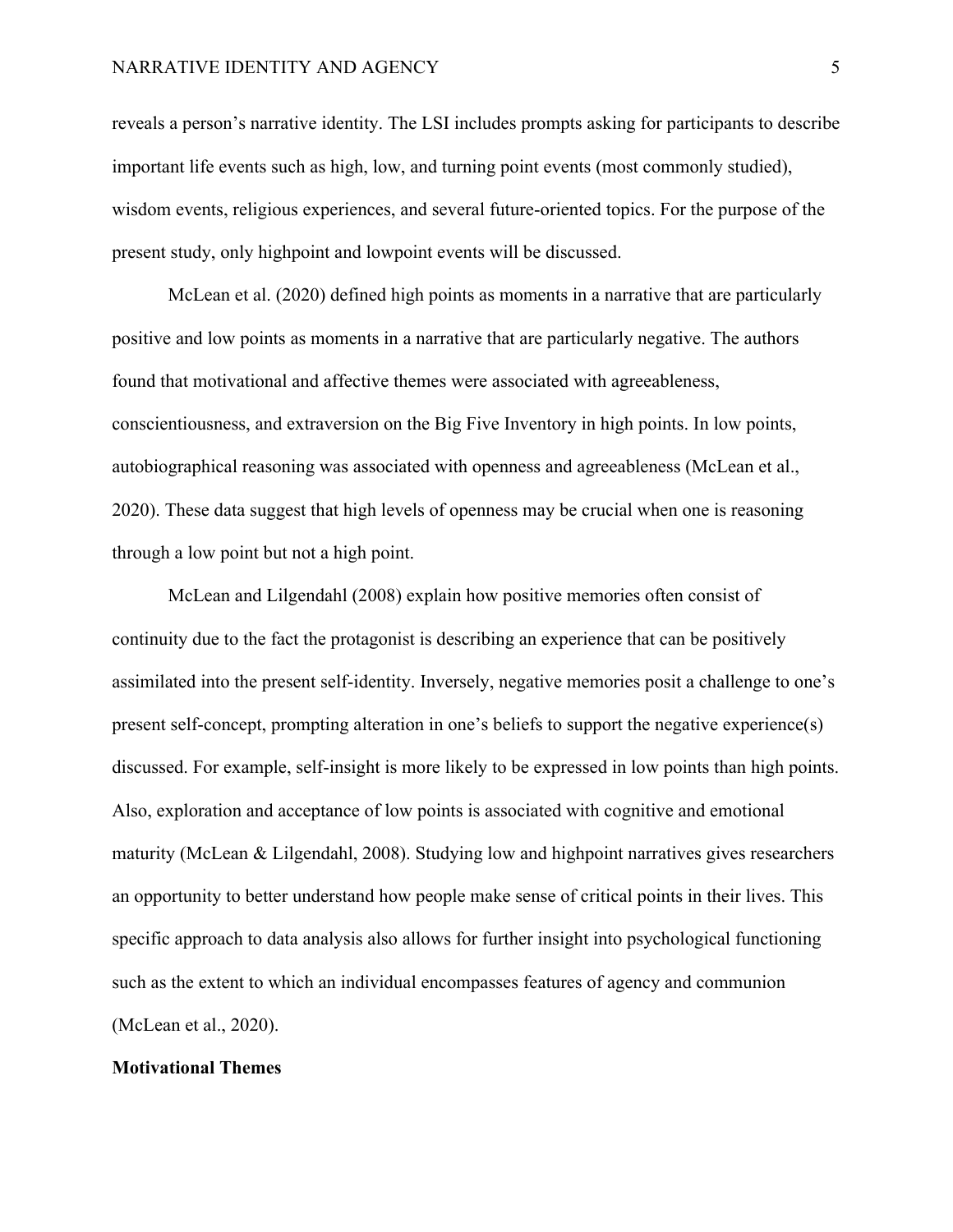reveals a person's narrative identity. The LSI includes prompts asking for participants to describe important life events such as high, low, and turning point events (most commonly studied), wisdom events, religious experiences, and several future-oriented topics. For the purpose of the present study, only highpoint and lowpoint events will be discussed.

McLean et al. (2020) defined high points as moments in a narrative that are particularly positive and low points as moments in a narrative that are particularly negative. The authors found that motivational and affective themes were associated with agreeableness, conscientiousness, and extraversion on the Big Five Inventory in high points. In low points, autobiographical reasoning was associated with openness and agreeableness (McLean et al., 2020). These data suggest that high levels of openness may be crucial when one is reasoning through a low point but not a high point.

McLean and Lilgendahl (2008) explain how positive memories often consist of continuity due to the fact the protagonist is describing an experience that can be positively assimilated into the present self-identity. Inversely, negative memories posit a challenge to one's present self-concept, prompting alteration in one's beliefs to support the negative experience(s) discussed. For example, self-insight is more likely to be expressed in low points than high points. Also, exploration and acceptance of low points is associated with cognitive and emotional maturity (McLean & Lilgendahl, 2008). Studying low and highpoint narratives gives researchers an opportunity to better understand how people make sense of critical points in their lives. This specific approach to data analysis also allows for further insight into psychological functioning such as the extent to which an individual encompasses features of agency and communion (McLean et al., 2020).

**Motivational Themes**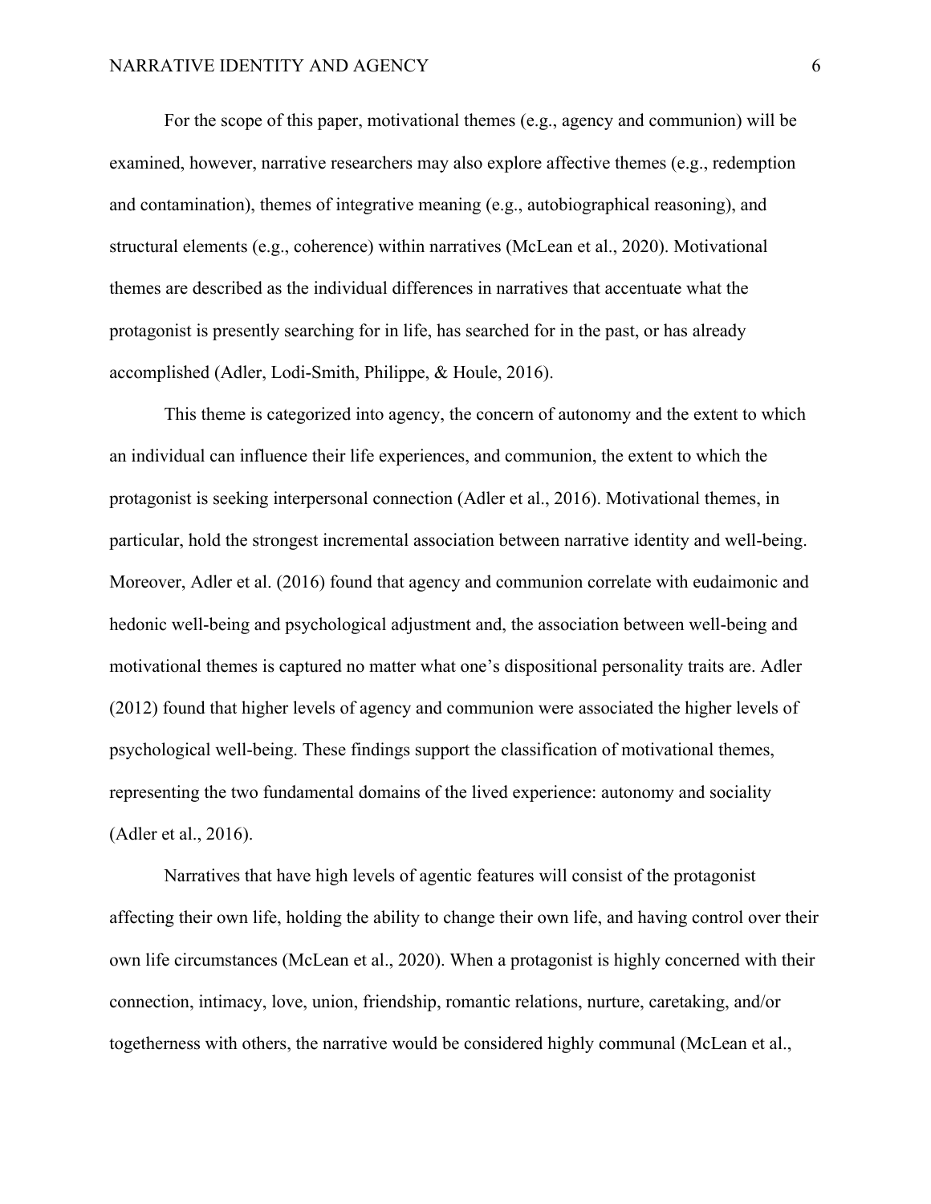For the scope of this paper, motivational themes (e.g., agency and communion) will be examined, however, narrative researchers may also explore affective themes (e.g., redemption and contamination), themes of integrative meaning (e.g., autobiographical reasoning), and structural elements (e.g., coherence) within narratives (McLean et al., 2020). Motivational themes are described as the individual differences in narratives that accentuate what the protagonist is presently searching for in life, has searched for in the past, or has already accomplished (Adler, Lodi-Smith, Philippe, & Houle, 2016).

This theme is categorized into agency, the concern of autonomy and the extent to which an individual can influence their life experiences, and communion, the extent to which the protagonist is seeking interpersonal connection (Adler et al., 2016). Motivational themes, in particular, hold the strongest incremental association between narrative identity and well-being. Moreover, Adler et al. (2016) found that agency and communion correlate with eudaimonic and hedonic well-being and psychological adjustment and, the association between well-being and motivational themes is captured no matter what one's dispositional personality traits are. Adler (2012) found that higher levels of agency and communion were associated the higher levels of psychological well-being. These findings support the classification of motivational themes, representing the two fundamental domains of the lived experience: autonomy and sociality (Adler et al., 2016).

Narratives that have high levels of agentic features will consist of the protagonist affecting their own life, holding the ability to change their own life, and having control over their own life circumstances (McLean et al., 2020). When a protagonist is highly concerned with their connection, intimacy, love, union, friendship, romantic relations, nurture, caretaking, and/or togetherness with others, the narrative would be considered highly communal (McLean et al.,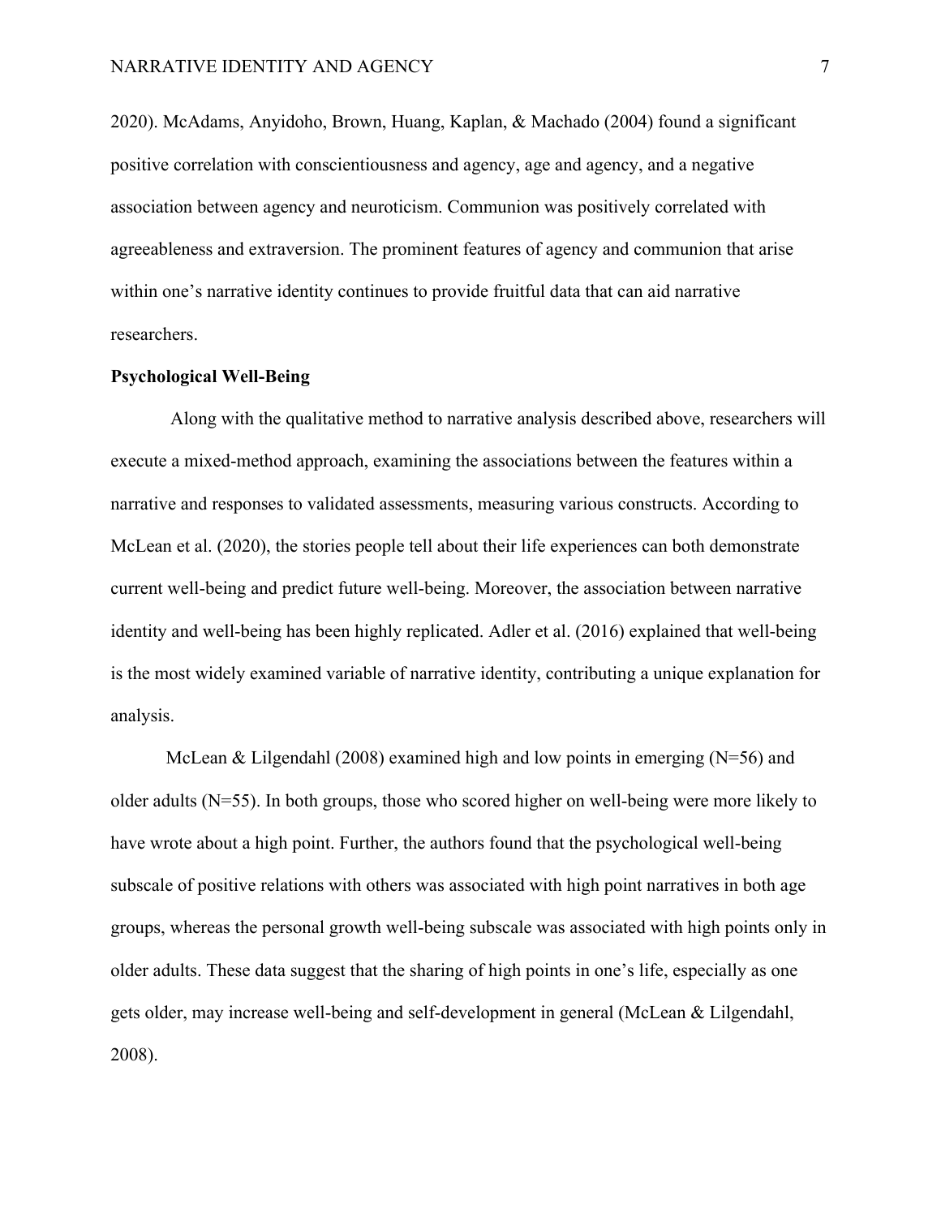2020). McAdams, Anyidoho, Brown, Huang, Kaplan, & Machado (2004) found a significant positive correlation with conscientiousness and agency, age and agency, and a negative association between agency and neuroticism. Communion was positively correlated with agreeableness and extraversion. The prominent features of agency and communion that arise within one's narrative identity continues to provide fruitful data that can aid narrative researchers.

**Psychological Well-Being**

Along with the qualitative method to narrative analysis described above, researchers will execute a mixed-method approach, examining the associations between the features within a narrative and responses to validated assessments, measuring various constructs. According to McLean et al. (2020), the stories people tell about their life experiences can both demonstrate current well-being and predict future well-being. Moreover, the association between narrative identity and well-being has been highly replicated. Adler et al. (2016) explained that well-being is the most widely examined variable of narrative identity, contributing a unique explanation for analysis.

McLean & Lilgendahl (2008) examined high and low points in emerging (N=56) and older adults (N=55). In both groups, those who scored higher on well-being were more likely to have wrote about a high point. Further, the authors found that the psychological well-being subscale of positive relations with others was associated with high point narratives in both age groups, whereas the personal growth well-being subscale was associated with high points only in older adults. These data suggest that the sharing of high points in one's life, especially as one gets older, may increase well-being and self-development in general (McLean & Lilgendahl, 2008).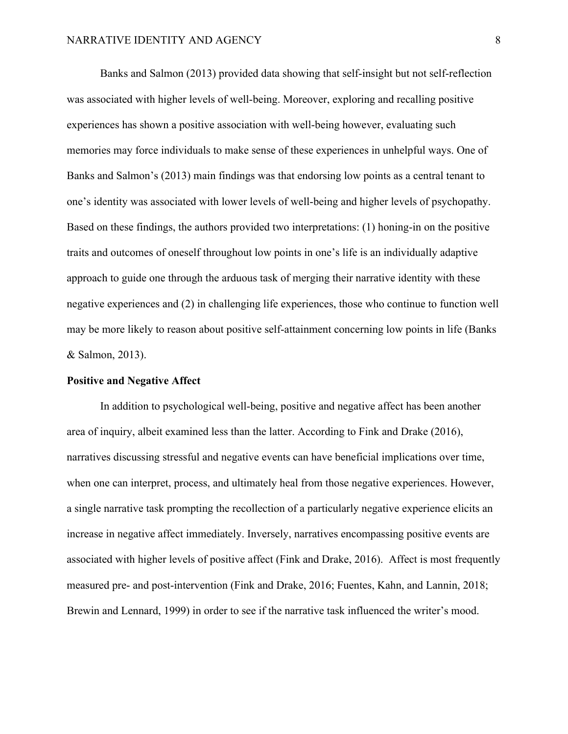Banks and Salmon (2013) provided data showing that self-insight but not self-reflection was associated with higher levels of well-being. Moreover, exploring and recalling positive experiences has shown a positive association with well-being however, evaluating such memories may force individuals to make sense of these experiences in unhelpful ways. One of Banks and Salmon's (2013) main findings was that endorsing low points as a central tenant to one's identity was associated with lower levels of well-being and higher levels of psychopathy. Based on these findings, the authors provided two interpretations: (1) honing-in on the positive traits and outcomes of oneself throughout low points in one's life is an individually adaptive approach to guide one through the arduous task of merging their narrative identity with these negative experiences and (2) in challenging life experiences, those who continue to function well may be more likely to reason about positive self-attainment concerning low points in life (Banks & Salmon, 2013).

**Positive and Negative Affect**

In addition to psychological well-being, positive and negative affect has been another area of inquiry, albeit examined less than the latter. According to Fink and Drake (2016), narratives discussing stressful and negative events can have beneficial implications over time, when one can interpret, process, and ultimately heal from those negative experiences. However, a single narrative task prompting the recollection of a particularly negative experience elicits an increase in negative affect immediately. Inversely, narratives encompassing positive events are associated with higher levels of positive affect (Fink and Drake, 2016). Affect is most frequently measured pre- and post-intervention (Fink and Drake, 2016; Fuentes, Kahn, and Lannin, 2018; Brewin and Lennard, 1999) in order to see if the narrative task influenced the writer's mood.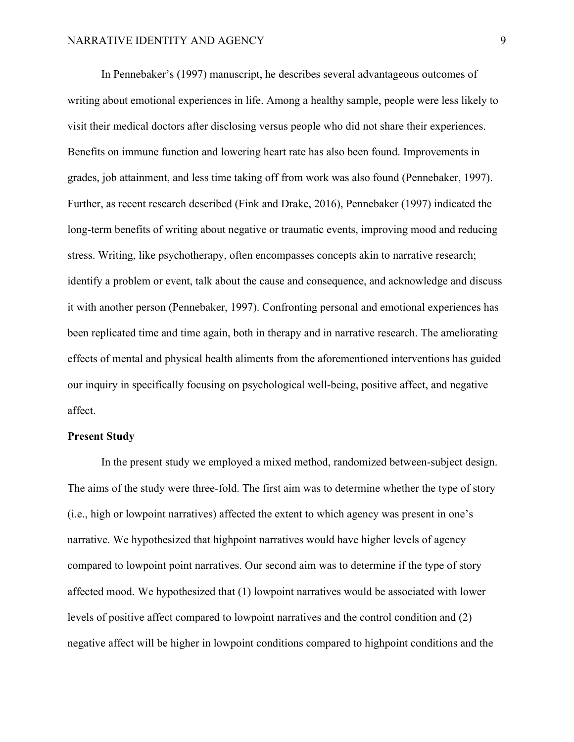In Pennebaker's (1997) manuscript, he describes several advantageous outcomes of writing about emotional experiences in life. Among a healthy sample, people were less likely to visit their medical doctors after disclosing versus people who did not share their experiences. Benefits on immune function and lowering heart rate has also been found. Improvements in grades, job attainment, and less time taking off from work was also found (Pennebaker, 1997). Further, as recent research described (Fink and Drake, 2016), Pennebaker (1997) indicated the long-term benefits of writing about negative or traumatic events, improving mood and reducing stress. Writing, like psychotherapy, often encompasses concepts akin to narrative research; identify a problem or event, talk about the cause and consequence, and acknowledge and discuss it with another person (Pennebaker, 1997). Confronting personal and emotional experiences has been replicated time and time again, both in therapy and in narrative research. The ameliorating effects of mental and physical health aliments from the aforementioned interventions has guided our inquiry in specifically focusing on psychological well-being, positive affect, and negative affect.

**Present Study**

In the present study we employed a mixed method, randomized between-subject design. The aims of the study were three-fold. The first aim was to determine whether the type of story (i.e., high or lowpoint narratives) affected the extent to which agency was present in one's narrative. We hypothesized that highpoint narratives would have higher levels of agency compared to lowpoint point narratives. Our second aim was to determine if the type of story affected mood. We hypothesized that (1) lowpoint narratives would be associated with lower levels of positive affect compared to lowpoint narratives and the control condition and (2) negative affect will be higher in lowpoint conditions compared to highpoint conditions and the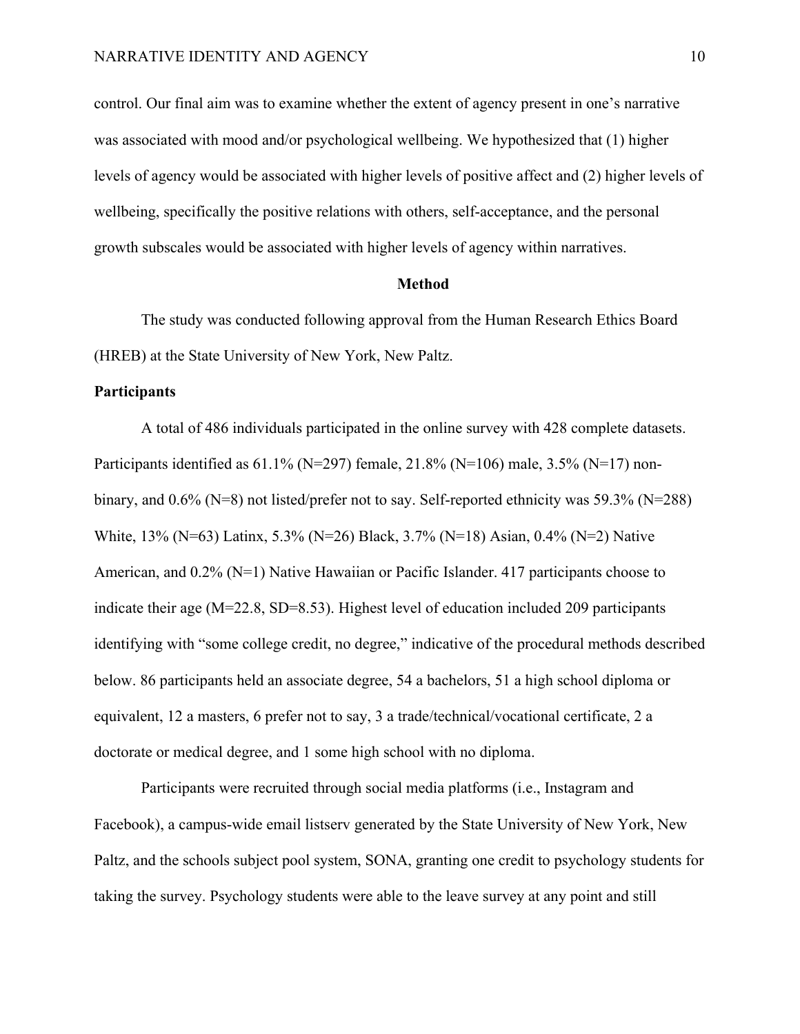control. Our final aim was to examine whether the extent of agency present in one's narrative was associated with mood and/or psychological wellbeing. We hypothesized that (1) higher levels of agency would be associated with higher levels of positive affect and (2) higher levels of wellbeing, specifically the positive relations with others, self-acceptance, and the personal growth subscales would be associated with higher levels of agency within narratives.

# Method

The study was conducted following approval from the Human Research Ethics Board (HREB) at the State University of New York, New Paltz.

## Participants

A total of 486 individuals participated in the online survey with 428 complete datasets. Participants identified as 61.1% (N=297) female, 21.8% (N=106) male, 3.5% (N=17) non-binary, and 0.6% (N=8) not listed/prefer not to say. Self-reported ethnicity was 59.3% (N=288) White, 13% (N=63) Latinx, 5.3% (N=26) Black, 3.7% (N=18) Asian, 0.4% (N=2) Native American, and 0.2% (N=1) Native Hawaiian or Pacific Islander. 417 participants choose to indicate their age (M=22.8, SD=8.53). Highest level of education included 209 participants identifying with "some college credit, no degree," indicative of the procedural methods described below. 86 participants held an associate degree, 54 a bachelors, 51 a high school diploma or equivalent, 12 a masters, 6 prefer not to say, 3 a trade/technical/vocational certificate, 2 a doctorate or medical degree, and 1 some high school with no diploma.

Participants were recruited through social media platforms (i.e., Instagram and Facebook), a campus-wide email listserv generated by the State University of New York, New Paltz, and the schools subject pool system, SONA, granting one credit to psychology students for taking the survey. Psychology students were able to the leave survey at any point and still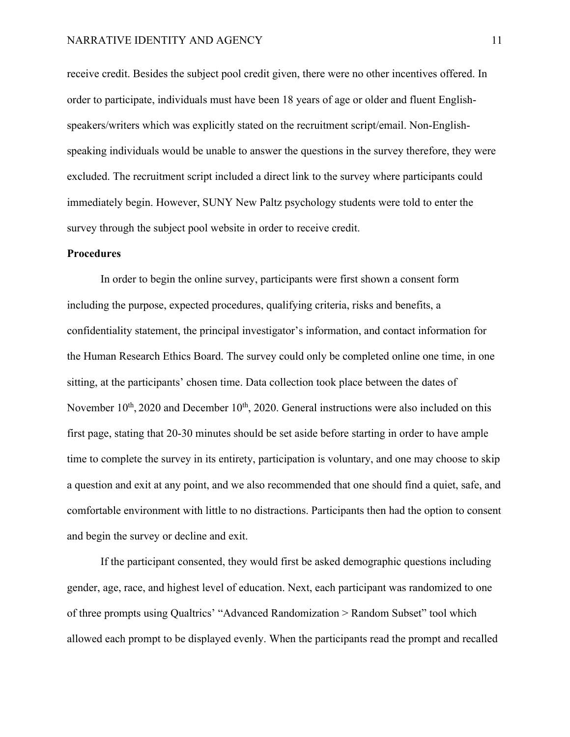receive credit. Besides the subject pool credit given, there were no other incentives offered. In order to participate, individuals must have been 18 years of age or older and fluent English-speakers/writers which was explicitly stated on the recruitment script/email. Non-English-speaking individuals would be unable to answer the questions in the survey therefore, they were excluded. The recruitment script included a direct link to the survey where participants could immediately begin. However, SUNY New Paltz psychology students were told to enter the survey through the subject pool website in order to receive credit.

**Procedures**

In order to begin the online survey, participants were first shown a consent form including the purpose, expected procedures, qualifying criteria, risks and benefits, a confidentiality statement, the principal investigator's information, and contact information for the Human Research Ethics Board. The survey could only be completed online one time, in one sitting, at the participants' chosen time. Data collection took place between the dates of November 10th, 2020 and December 10th, 2020. General instructions were also included on this first page, stating that 20-30 minutes should be set aside before starting in order to have ample time to complete the survey in its entirety, participation is voluntary, and one may choose to skip a question and exit at any point, and we also recommended that one should find a quiet, safe, and comfortable environment with little to no distractions. Participants then had the option to consent and begin the survey or decline and exit.

If the participant consented, they would first be asked demographic questions including gender, age, race, and highest level of education. Next, each participant was randomized to one of three prompts using Qualtrics' "Advanced Randomization > Random Subset" tool which allowed each prompt to be displayed evenly. When the participants read the prompt and recalled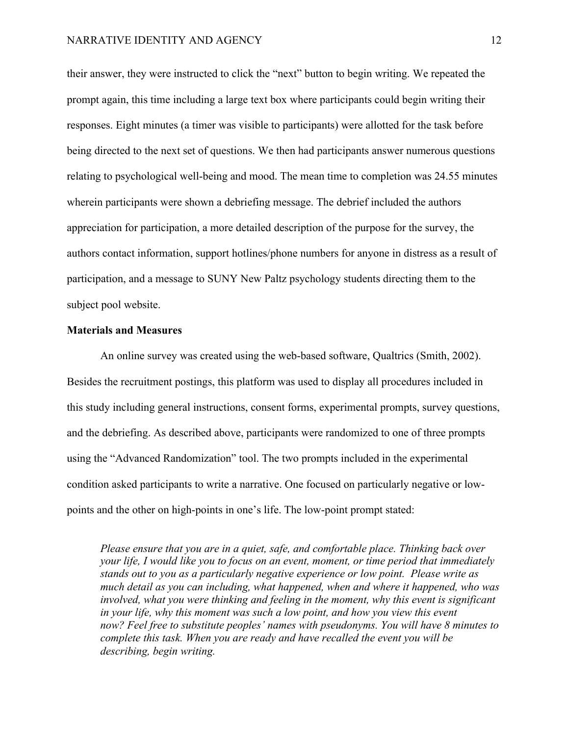their answer, they were instructed to click the "next" button to begin writing. We repeated the prompt again, this time including a large text box where participants could begin writing their responses. Eight minutes (a timer was visible to participants) were allotted for the task before being directed to the next set of questions. We then had participants answer numerous questions relating to psychological well-being and mood. The mean time to completion was 24.55 minutes wherein participants were shown a debriefing message. The debrief included the authors appreciation for participation, a more detailed description of the purpose for the survey, the authors contact information, support hotlines/phone numbers for anyone in distress as a result of participation, and a message to SUNY New Paltz psychology students directing them to the subject pool website.

**Materials and Measures**

An online survey was created using the web-based software, Qualtrics (Smith, 2002). Besides the recruitment postings, this platform was used to display all procedures included in this study including general instructions, consent forms, experimental prompts, survey questions, and the debriefing. As described above, participants were randomized to one of three prompts using the "Advanced Randomization" tool. The two prompts included in the experimental condition asked participants to write a narrative. One focused on particularly negative or low-points and the other on high-points in one's life. The low-point prompt stated:

> *Please ensure that you are in a quiet, safe, and comfortable place. Thinking back over your life, I would like you to focus on an event, moment, or time period that immediately stands out to you as a particularly negative experience or low point. Please write as much detail as you can including, what happened, when and where it happened, who was involved, what you were thinking and feeling in the moment, why this event is significant in your life, why this moment was such a low point, and how you view this event now? Feel free to substitute peoples' names with pseudonyms. You will have 8 minutes to complete this task. When you are ready and have recalled the event you will be describing, begin writing.*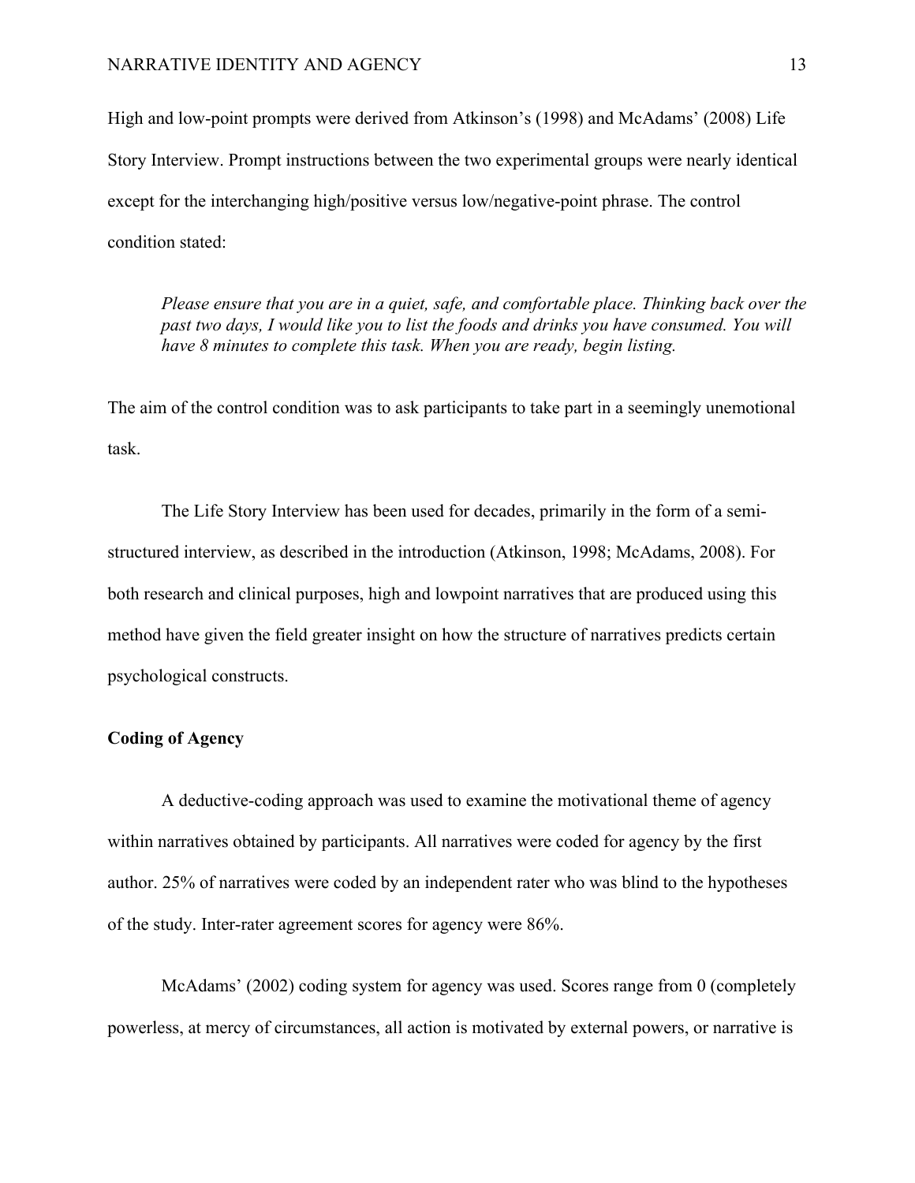High and low-point prompts were derived from Atkinson's (1998) and McAdams' (2008) Life Story Interview. Prompt instructions between the two experimental groups were nearly identical except for the interchanging high/positive versus low/negative-point phrase. The control condition stated:

> *Please ensure that you are in a quiet, safe, and comfortable place. Thinking back over the past two days, I would like you to list the foods and drinks you have consumed. You will have 8 minutes to complete this task. When you are ready, begin listing.*

The aim of the control condition was to ask participants to take part in a seemingly unemotional task.

The Life Story Interview has been used for decades, primarily in the form of a semi-structured interview, as described in the introduction (Atkinson, 1998; McAdams, 2008). For both research and clinical purposes, high and lowpoint narratives that are produced using this method have given the field greater insight on how the structure of narratives predicts certain psychological constructs.

**Coding of Agency**

A deductive-coding approach was used to examine the motivational theme of agency within narratives obtained by participants. All narratives were coded for agency by the first author. 25% of narratives were coded by an independent rater who was blind to the hypotheses of the study. Inter-rater agreement scores for agency were 86%.

McAdams' (2002) coding system for agency was used. Scores range from 0 (completely powerless, at mercy of circumstances, all action is motivated by external powers, or narrative is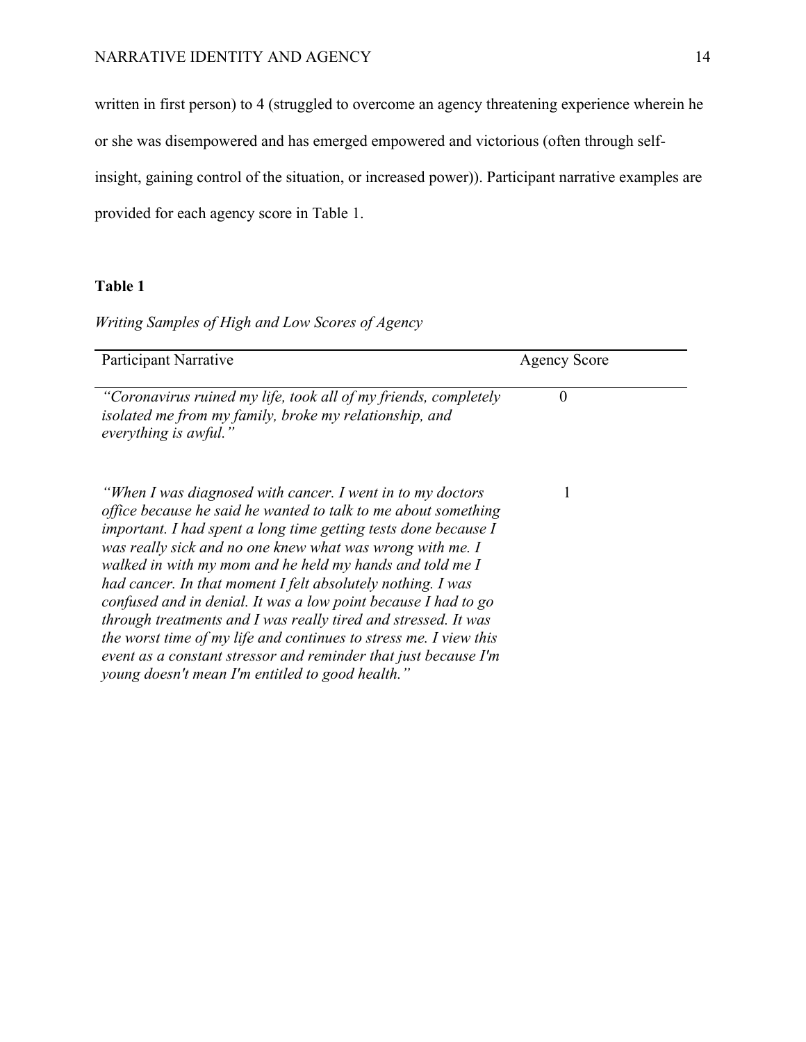written in first person) to 4 (struggled to overcome an agency threatening experience wherein he or she was disempowered and has emerged empowered and victorious (often through self-insight, gaining control of the situation, or increased power)). Participant narrative examples are provided for each agency score in Table 1.

**Table 1**

*Writing Samples of High and Low Scores of Agency*

| Participant Narrative | Agency Score |
|---|---|
| *"Coronavirus ruined my life, took all of my friends, completely isolated me from my family, broke my relationship, and everything is awful."* | 0 |
| *"When I was diagnosed with cancer. I went in to my doctors office because he said he wanted to talk to me about something important. I had spent a long time getting tests done because I was really sick and no one knew what was wrong with me. I walked in with my mom and he held my hands and told me I had cancer. In that moment I felt absolutely nothing. I was confused and in denial. It was a low point because I had to go through treatments and I was really tired and stressed. It was the worst time of my life and continues to stress me. I view this event as a constant stressor and reminder that just because I'm young doesn't mean I'm entitled to good health."* | 1 |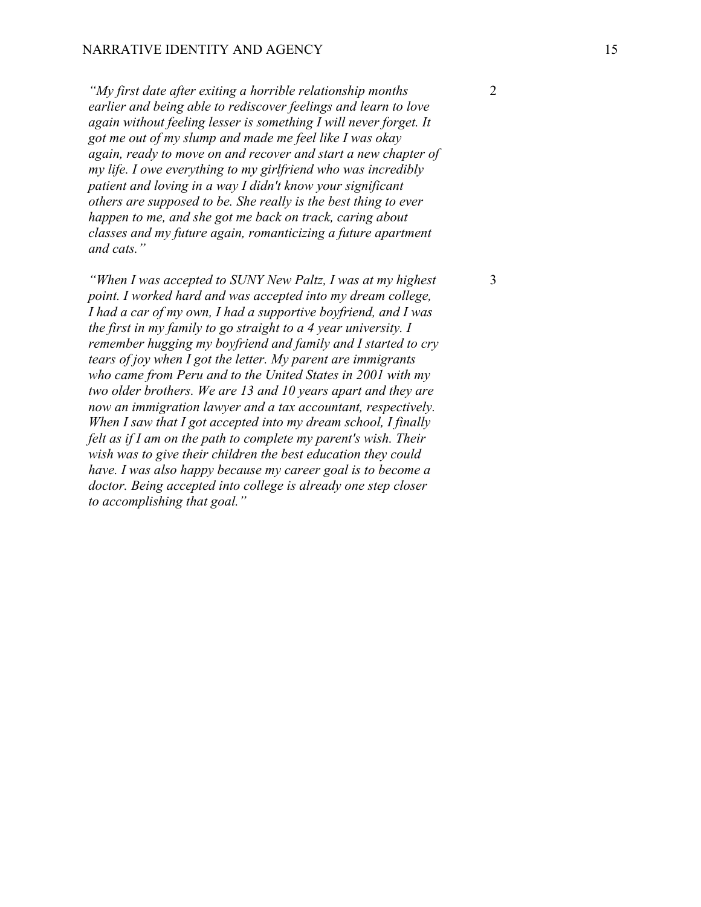| | |
|---|---|
| *"My first date after exiting a horrible relationship months earlier and being able to rediscover feelings and learn to love again without feeling lesser is something I will never forget. It got me out of my slump and made me feel like I was okay again, ready to move on and recover and start a new chapter of my life. I owe everything to my girlfriend who was incredibly patient and loving in a way I didn't know your significant others are supposed to be. She really is the best thing to ever happen to me, and she got me back on track, caring about classes and my future again, romanticizing a future apartment and cats."* | 2 |
| *"When I was accepted to SUNY New Paltz, I was at my highest point. I worked hard and was accepted into my dream college, I had a car of my own, I had a supportive boyfriend, and I was the first in my family to go straight to a 4 year university. I remember hugging my boyfriend and family and I started to cry tears of joy when I got the letter. My parent are immigrants who came from Peru and to the United States in 2001 with my two older brothers. We are 13 and 10 years apart and they are now an immigration lawyer and a tax accountant, respectively. When I saw that I got accepted into my dream school, I finally felt as if I am on the path to complete my parent's wish. Their wish was to give their children the best education they could have. I was also happy because my career goal is to become a doctor. Being accepted into college is already one step closer to accomplishing that goal."* | 3 |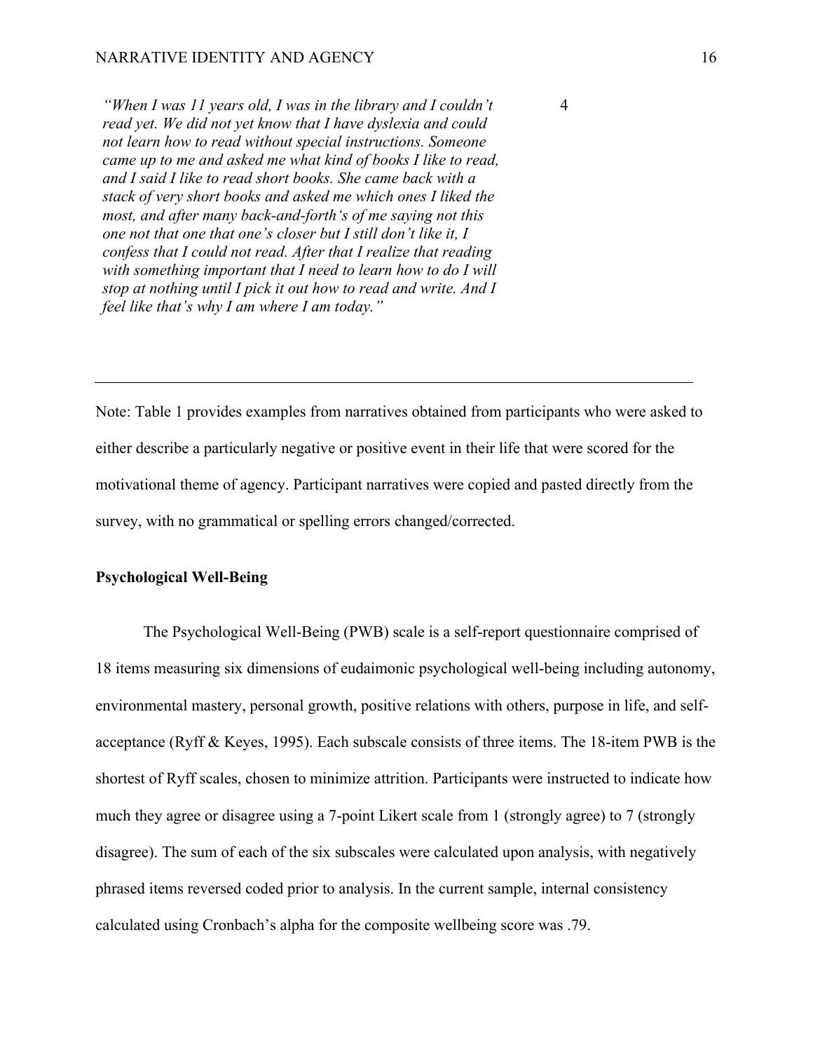| | |
|---|---|
| *"When I was 11 years old, I was in the library and I couldn't read yet. We did not yet know that I have dyslexia and could not learn how to read without special instructions. Someone came up to me and asked me what kind of books I like to read, and I said I like to read short books. She came back with a stack of very short books and asked me which ones I liked the most, and after many back-and-forth's of me saying not this one not that one that one's closer but I still don't like it, I confess that I could not read. After that I realize that reading with something important that I need to learn how to do I will stop at nothing until I pick it out how to read and write. And I feel like that's why I am where I am today."* | 4 |

Note: Table 1 provides examples from narratives obtained from participants who were asked to either describe a particularly negative or positive event in their life that were scored for the motivational theme of agency. Participant narratives were copied and pasted directly from the survey, with no grammatical or spelling errors changed/corrected.

**Psychological Well-Being**

The Psychological Well-Being (PWB) scale is a self-report questionnaire comprised of 18 items measuring six dimensions of eudaimonic psychological well-being including autonomy, environmental mastery, personal growth, positive relations with others, purpose in life, and self-acceptance (Ryff & Keyes, 1995). Each subscale consists of three items. The 18-item PWB is the shortest of Ryff scales, chosen to minimize attrition. Participants were instructed to indicate how much they agree or disagree using a 7-point Likert scale from 1 (strongly agree) to 7 (strongly disagree). The sum of each of the six subscales were calculated upon analysis, with negatively phrased items reversed coded prior to analysis. In the current sample, internal consistency calculated using Cronbach's alpha for the composite wellbeing score was .79.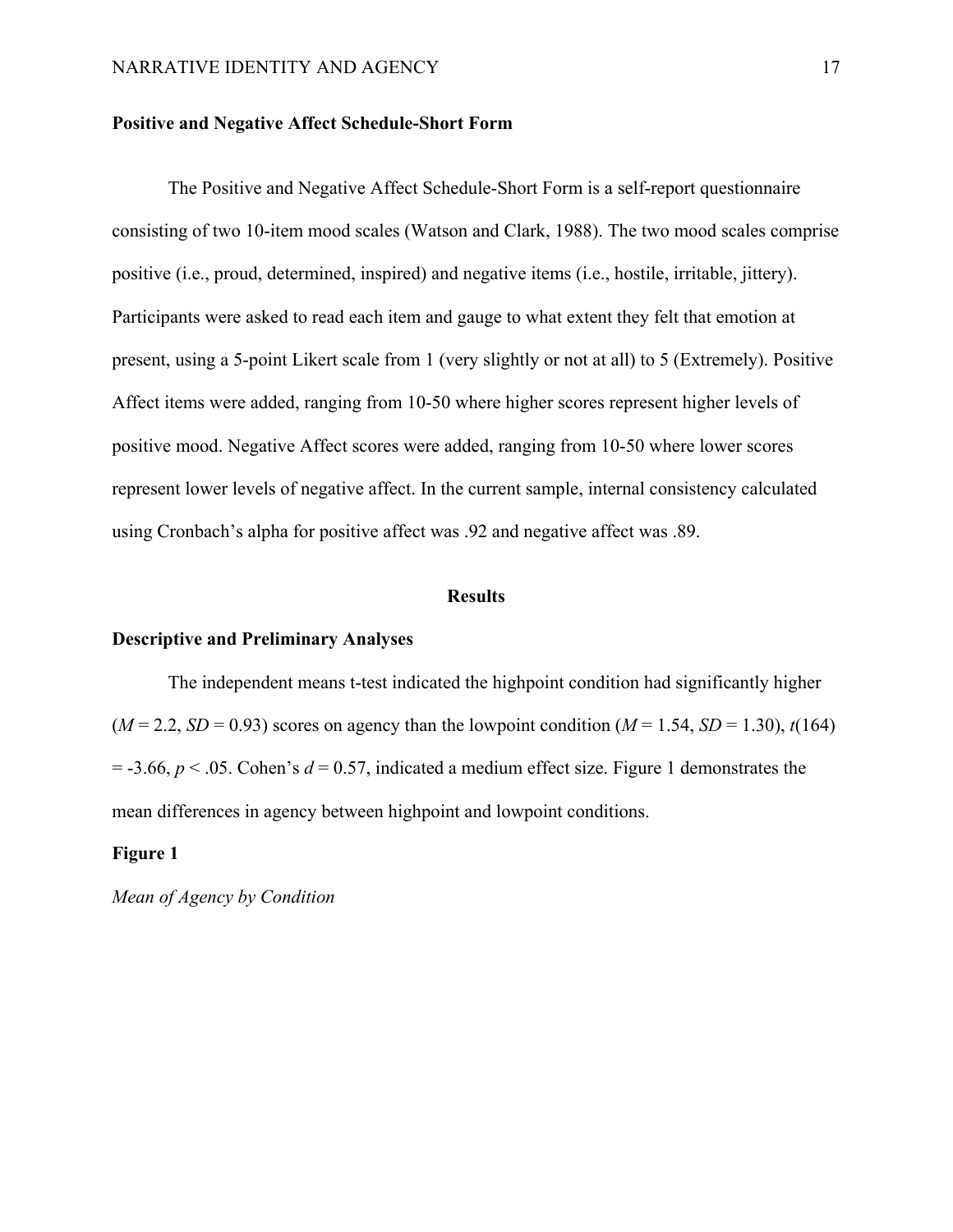### Positive and Negative Affect Schedule-Short Form

The Positive and Negative Affect Schedule-Short Form is a self-report questionnaire consisting of two 10-item mood scales (Watson and Clark, 1988). The two mood scales comprise positive (i.e., proud, determined, inspired) and negative items (i.e., hostile, irritable, jittery). Participants were asked to read each item and gauge to what extent they felt that emotion at present, using a 5-point Likert scale from 1 (very slightly or not at all) to 5 (Extremely). Positive Affect items were added, ranging from 10-50 where higher scores represent higher levels of positive mood. Negative Affect scores were added, ranging from 10-50 where lower scores represent lower levels of negative affect. In the current sample, internal consistency calculated using Cronbach's alpha for positive affect was .92 and negative affect was .89.

## Results

### Descriptive and Preliminary Analyses

The independent means t-test indicated the highpoint condition had significantly higher ($M$ = 2.2, $SD$ = 0.93) scores on agency than the lowpoint condition ($M$ = 1.54, $SD$ = 1.30), $t(164)$ = -3.66, $p < .05$. Cohen's $d$ = 0.57, indicated a medium effect size. Figure 1 demonstrates the mean differences in agency between highpoint and lowpoint conditions.

**Figure 1**

*Mean of Agency by Condition*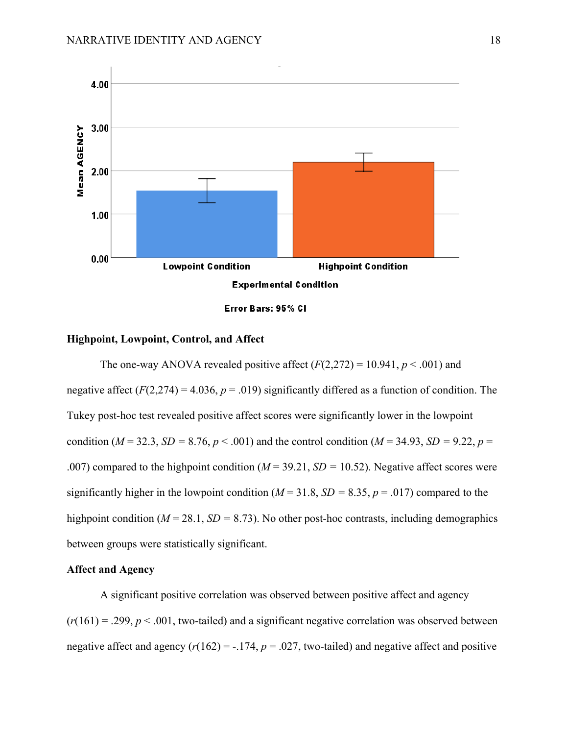## Highpoint, Lowpoint, Control, and Affect

The one-way ANOVA revealed positive affect ($F(2,272) = 10.941$, $p < .001$) and negative affect ($F(2,274) = 4.036$, $p = .019$) significantly differed as a function of condition. The Tukey post-hoc test revealed positive affect scores were significantly lower in the lowpoint condition ($M = 32.3$, $SD = 8.76$, $p < .001$) and the control condition ($M = 34.93$, $SD = 9.22$, $p = .007$) compared to the highpoint condition ($M = 39.21$, $SD = 10.52$). Negative affect scores were significantly higher in the lowpoint condition ($M = 31.8$, $SD = 8.35$, $p = .017$) compared to the highpoint condition ($M = 28.1$, $SD = 8.73$). No other post-hoc contrasts, including demographics between groups were statistically significant.

## Affect and Agency

A significant positive correlation was observed between positive affect and agency ($r(161) = .299$, $p < .001$, two-tailed) and a significant negative correlation was observed between negative affect and agency ($r(162) = -.174$, $p = .027$, two-tailed) and negative affect and positive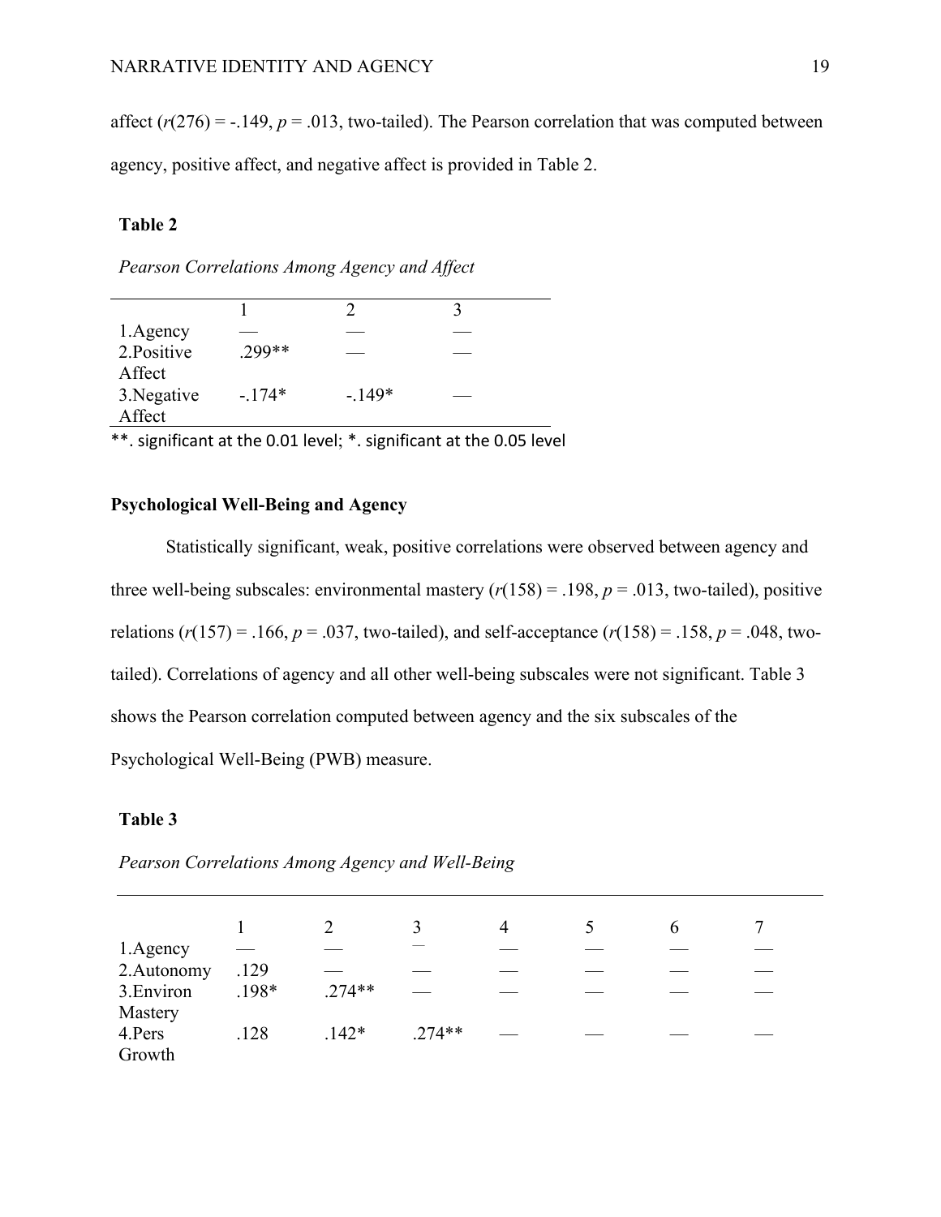affect ($r(276) = -.149$, $p = .013$, two-tailed). The Pearson correlation that was computed between agency, positive affect, and negative affect is provided in Table 2.

**Table 2**

*Pearson Correlations Among Agency and Affect*

| | 1 | 2 | 3 |
|---|---|---|---|
| 1.Agency | — | — | — |
| 2.Positive Affect | .299** | — | — |
| 3.Negative Affect | -.174* | -.149* | — |

**. significant at the 0.01 level; *. significant at the 0.05 level

### Psychological Well-Being and Agency

Statistically significant, weak, positive correlations were observed between agency and three well-being subscales: environmental mastery ($r(158) = .198$, $p = .013$, two-tailed), positive relations ($r(157) = .166$, $p = .037$, two-tailed), and self-acceptance ($r(158) = .158$, $p = .048$, two-tailed). Correlations of agency and all other well-being subscales were not significant. Table 3 shows the Pearson correlation computed between agency and the six subscales of the Psychological Well-Being (PWB) measure.

**Table 3**

*Pearson Correlations Among Agency and Well-Being*

| | 1 | 2 | 3 | 4 | 5 | 6 | 7 |
|---|---|---|---|---|---|---|---|
| 1.Agency | — | — | — | — | — | — | — |
| 2.Autonomy | .129 | — | — | — | — | — | — |
| 3.Environ Mastery | .198* | .274** | — | — | — | — | — |
| 4.Pers Growth | .128 | .142* | .274** | — | — | — | — |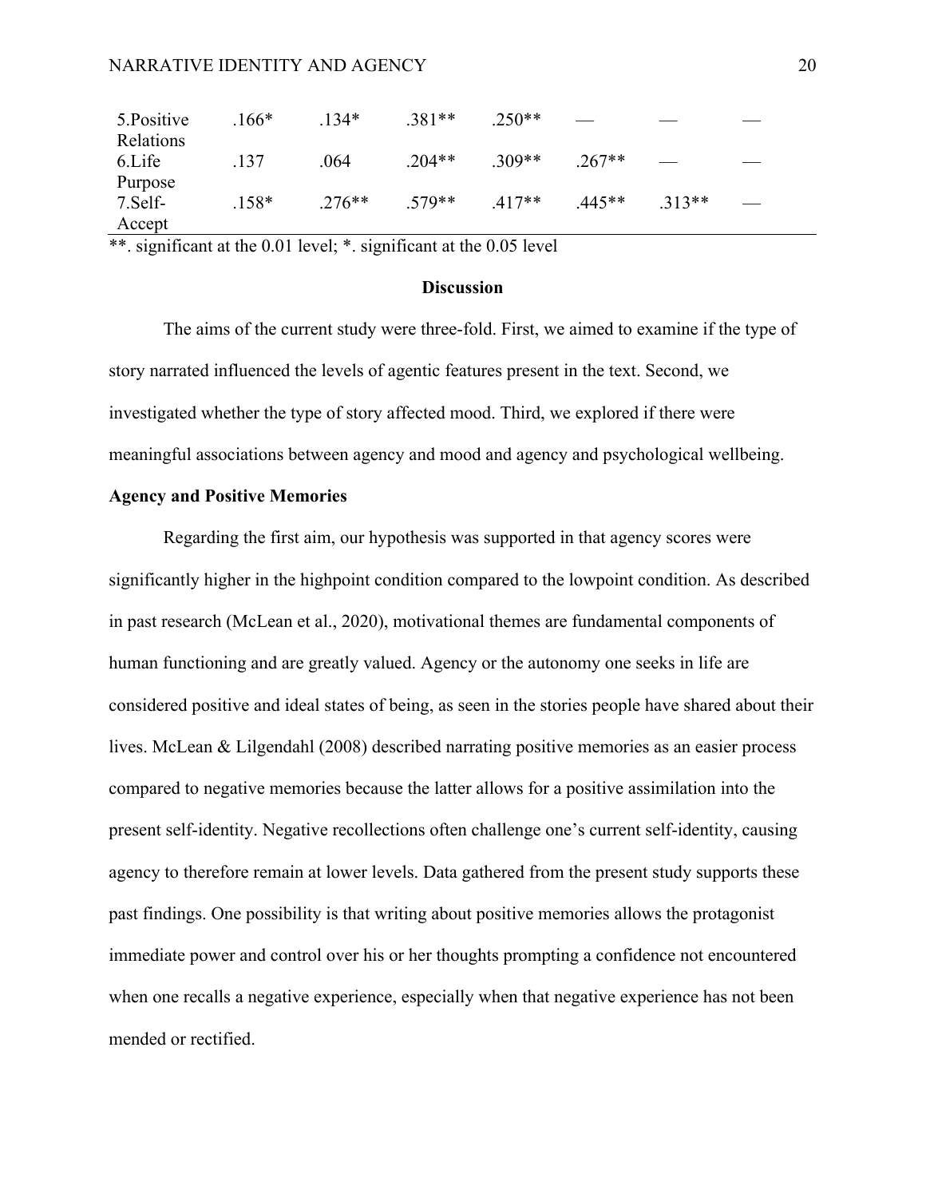| | | | | | | | |
|---|---|---|---|---|---|---|---|
| 5.Positive Relations | .166* | .134* | .381** | .250** | — | — | — |
| 6.Life Purpose | .137 | .064 | .204** | .309** | .267** | — | — |
| 7.Self-Accept | .158* | .276** | .579** | .417** | .445** | .313** | — |

**. significant at the 0.01 level; *. significant at the 0.05 level

## Discussion

The aims of the current study were three-fold. First, we aimed to examine if the type of story narrated influenced the levels of agentic features present in the text. Second, we investigated whether the type of story affected mood. Third, we explored if there were meaningful associations between agency and mood and agency and psychological wellbeing.

### Agency and Positive Memories

Regarding the first aim, our hypothesis was supported in that agency scores were significantly higher in the highpoint condition compared to the lowpoint condition. As described in past research (McLean et al., 2020), motivational themes are fundamental components of human functioning and are greatly valued. Agency or the autonomy one seeks in life are considered positive and ideal states of being, as seen in the stories people have shared about their lives. McLean & Lilgendahl (2008) described narrating positive memories as an easier process compared to negative memories because the latter allows for a positive assimilation into the present self-identity. Negative recollections often challenge one's current self-identity, causing agency to therefore remain at lower levels. Data gathered from the present study supports these past findings. One possibility is that writing about positive memories allows the protagonist immediate power and control over his or her thoughts prompting a confidence not encountered when one recalls a negative experience, especially when that negative experience has not been mended or rectified.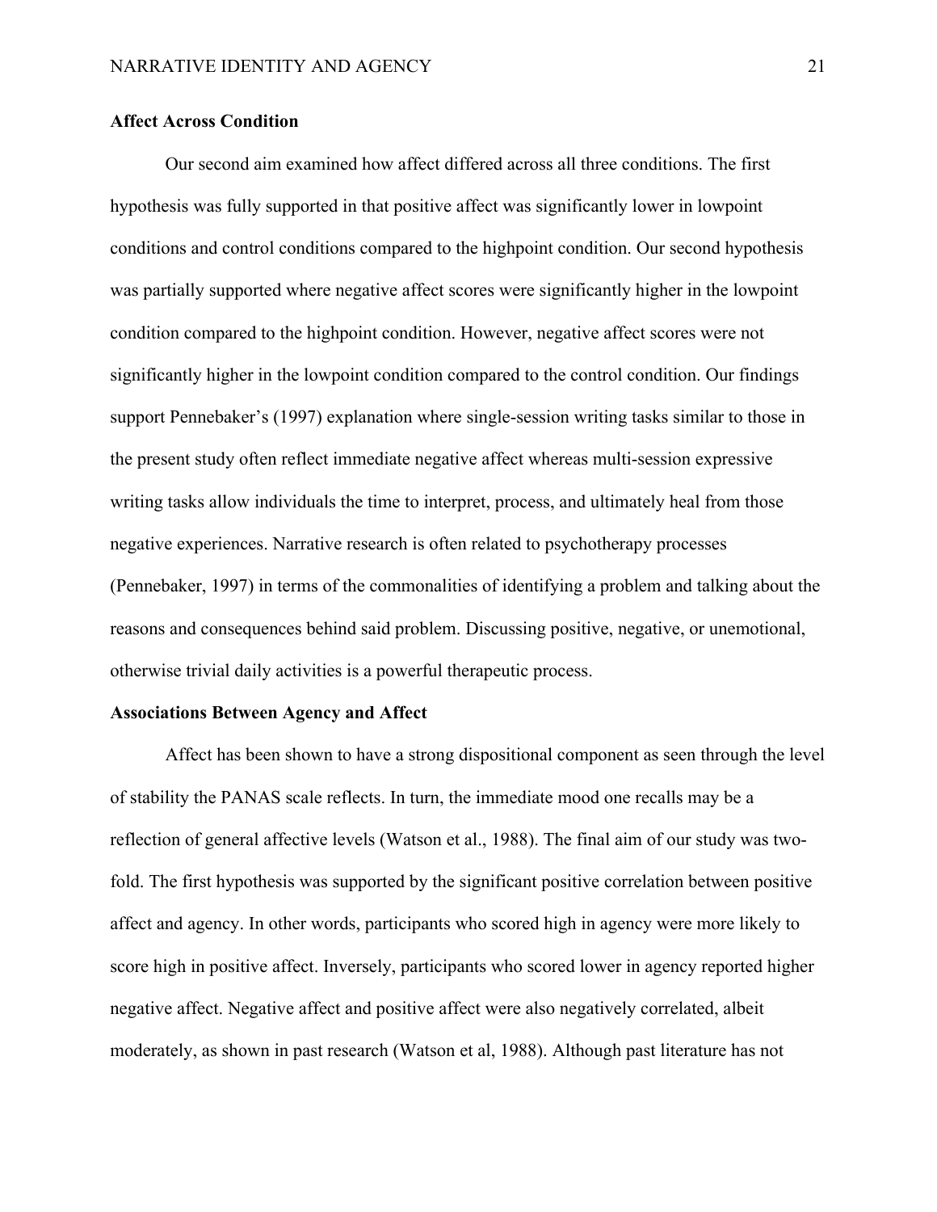### Affect Across Condition

Our second aim examined how affect differed across all three conditions. The first hypothesis was fully supported in that positive affect was significantly lower in lowpoint conditions and control conditions compared to the highpoint condition. Our second hypothesis was partially supported where negative affect scores were significantly higher in the lowpoint condition compared to the highpoint condition. However, negative affect scores were not significantly higher in the lowpoint condition compared to the control condition. Our findings support Pennebaker's (1997) explanation where single-session writing tasks similar to those in the present study often reflect immediate negative affect whereas multi-session expressive writing tasks allow individuals the time to interpret, process, and ultimately heal from those negative experiences. Narrative research is often related to psychotherapy processes (Pennebaker, 1997) in terms of the commonalities of identifying a problem and talking about the reasons and consequences behind said problem. Discussing positive, negative, or unemotional, otherwise trivial daily activities is a powerful therapeutic process.

### Associations Between Agency and Affect

Affect has been shown to have a strong dispositional component as seen through the level of stability the PANAS scale reflects. In turn, the immediate mood one recalls may be a reflection of general affective levels (Watson et al., 1988). The final aim of our study was two-fold. The first hypothesis was supported by the significant positive correlation between positive affect and agency. In other words, participants who scored high in agency were more likely to score high in positive affect. Inversely, participants who scored lower in agency reported higher negative affect. Negative affect and positive affect were also negatively correlated, albeit moderately, as shown in past research (Watson et al, 1988). Although past literature has not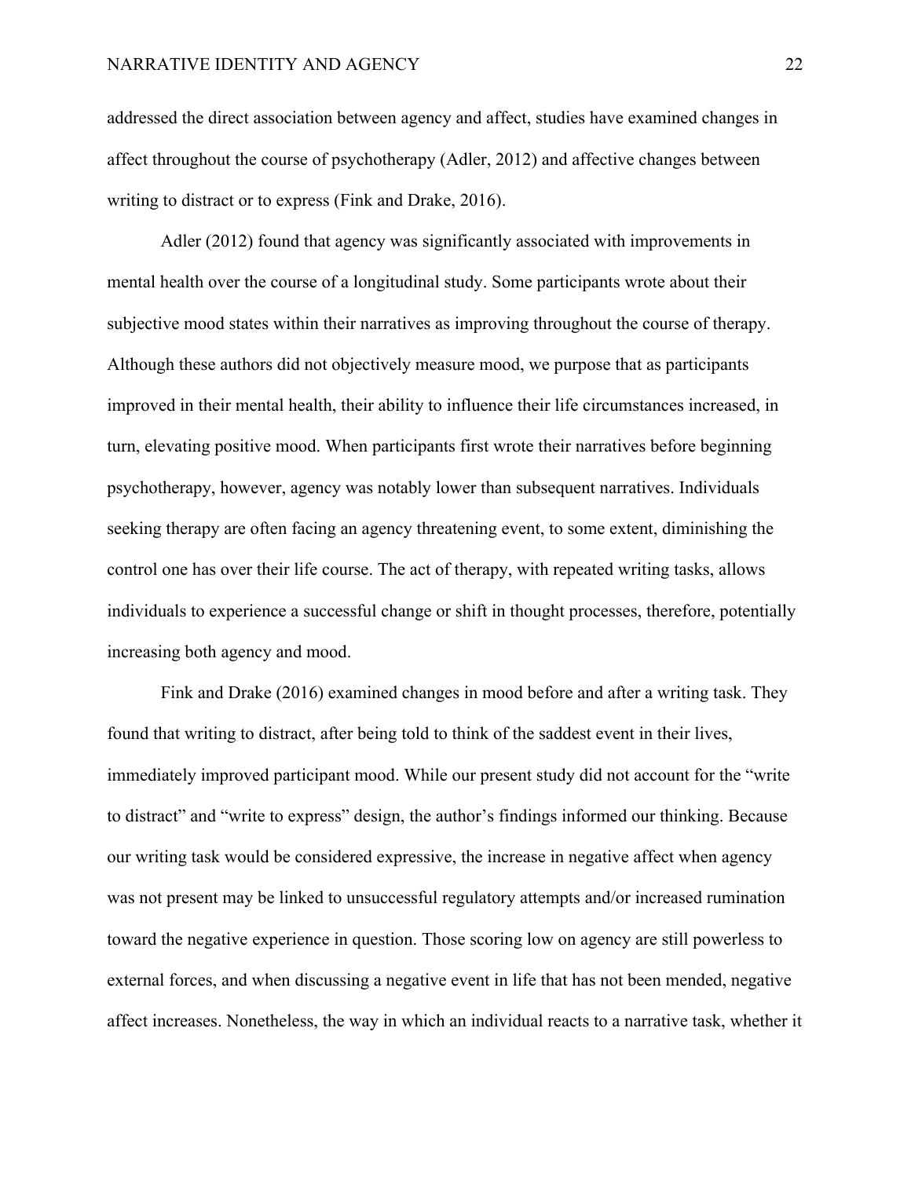addressed the direct association between agency and affect, studies have examined changes in affect throughout the course of psychotherapy (Adler, 2012) and affective changes between writing to distract or to express (Fink and Drake, 2016).

Adler (2012) found that agency was significantly associated with improvements in mental health over the course of a longitudinal study. Some participants wrote about their subjective mood states within their narratives as improving throughout the course of therapy. Although these authors did not objectively measure mood, we purpose that as participants improved in their mental health, their ability to influence their life circumstances increased, in turn, elevating positive mood. When participants first wrote their narratives before beginning psychotherapy, however, agency was notably lower than subsequent narratives. Individuals seeking therapy are often facing an agency threatening event, to some extent, diminishing the control one has over their life course. The act of therapy, with repeated writing tasks, allows individuals to experience a successful change or shift in thought processes, therefore, potentially increasing both agency and mood.

Fink and Drake (2016) examined changes in mood before and after a writing task. They found that writing to distract, after being told to think of the saddest event in their lives, immediately improved participant mood. While our present study did not account for the "write to distract" and "write to express" design, the author's findings informed our thinking. Because our writing task would be considered expressive, the increase in negative affect when agency was not present may be linked to unsuccessful regulatory attempts and/or increased rumination toward the negative experience in question. Those scoring low on agency are still powerless to external forces, and when discussing a negative event in life that has not been mended, negative affect increases. Nonetheless, the way in which an individual reacts to a narrative task, whether it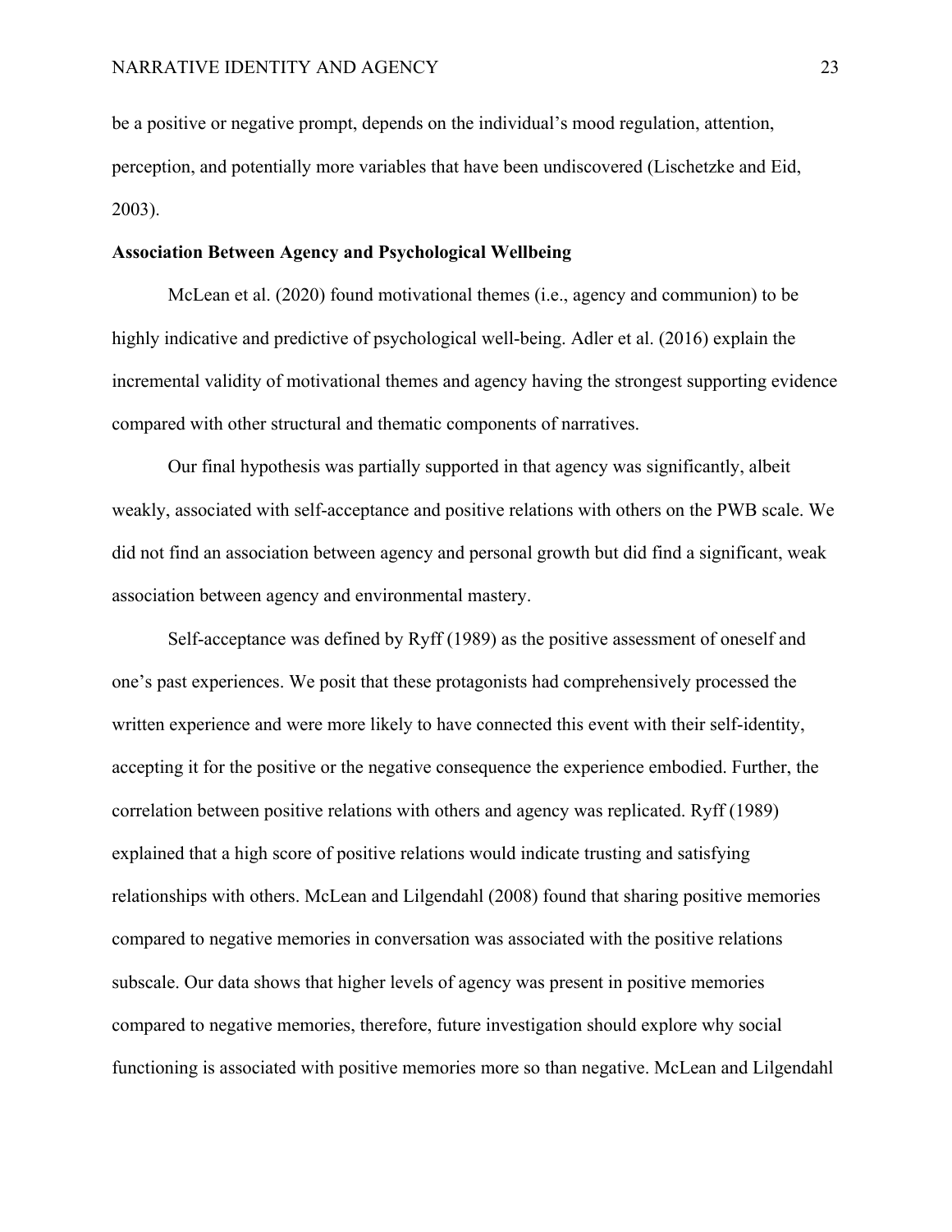be a positive or negative prompt, depends on the individual's mood regulation, attention, perception, and potentially more variables that have been undiscovered (Lischetzke and Eid, 2003).

**Association Between Agency and Psychological Wellbeing**

McLean et al. (2020) found motivational themes (i.e., agency and communion) to be highly indicative and predictive of psychological well-being. Adler et al. (2016) explain the incremental validity of motivational themes and agency having the strongest supporting evidence compared with other structural and thematic components of narratives.

Our final hypothesis was partially supported in that agency was significantly, albeit weakly, associated with self-acceptance and positive relations with others on the PWB scale. We did not find an association between agency and personal growth but did find a significant, weak association between agency and environmental mastery.

Self-acceptance was defined by Ryff (1989) as the positive assessment of oneself and one's past experiences. We posit that these protagonists had comprehensively processed the written experience and were more likely to have connected this event with their self-identity, accepting it for the positive or the negative consequence the experience embodied. Further, the correlation between positive relations with others and agency was replicated. Ryff (1989) explained that a high score of positive relations would indicate trusting and satisfying relationships with others. McLean and Lilgendahl (2008) found that sharing positive memories compared to negative memories in conversation was associated with the positive relations subscale. Our data shows that higher levels of agency was present in positive memories compared to negative memories, therefore, future investigation should explore why social functioning is associated with positive memories more so than negative. McLean and Lilgendahl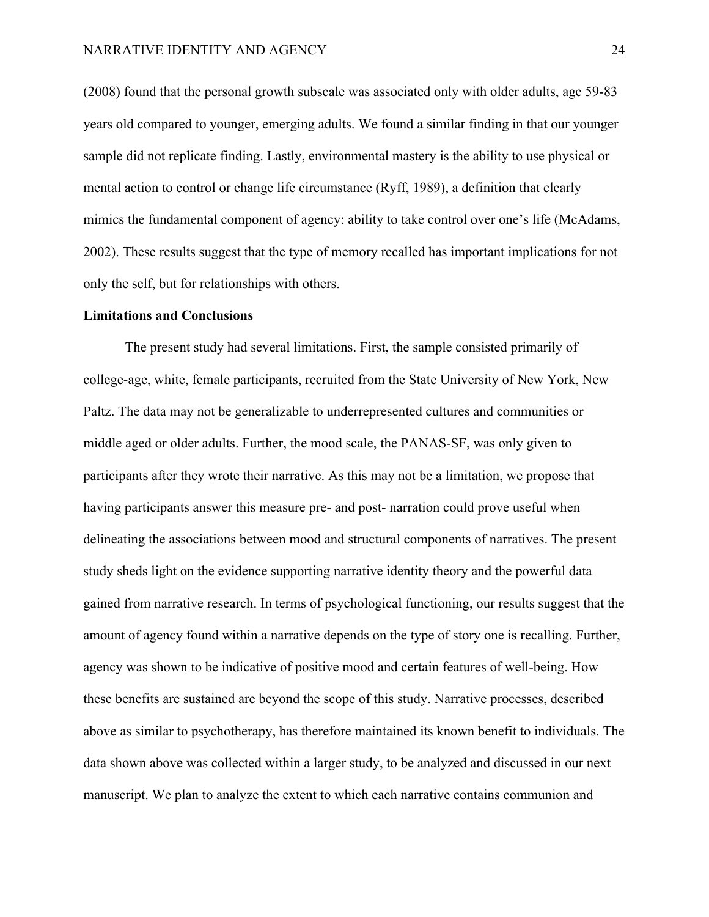(2008) found that the personal growth subscale was associated only with older adults, age 59-83 years old compared to younger, emerging adults. We found a similar finding in that our younger sample did not replicate finding. Lastly, environmental mastery is the ability to use physical or mental action to control or change life circumstance (Ryff, 1989), a definition that clearly mimics the fundamental component of agency: ability to take control over one's life (McAdams, 2002). These results suggest that the type of memory recalled has important implications for not only the self, but for relationships with others.

**Limitations and Conclusions**

The present study had several limitations. First, the sample consisted primarily of college-age, white, female participants, recruited from the State University of New York, New Paltz. The data may not be generalizable to underrepresented cultures and communities or middle aged or older adults. Further, the mood scale, the PANAS-SF, was only given to participants after they wrote their narrative. As this may not be a limitation, we propose that having participants answer this measure pre- and post- narration could prove useful when delineating the associations between mood and structural components of narratives. The present study sheds light on the evidence supporting narrative identity theory and the powerful data gained from narrative research. In terms of psychological functioning, our results suggest that the amount of agency found within a narrative depends on the type of story one is recalling. Further, agency was shown to be indicative of positive mood and certain features of well-being. How these benefits are sustained are beyond the scope of this study. Narrative processes, described above as similar to psychotherapy, has therefore maintained its known benefit to individuals. The data shown above was collected within a larger study, to be analyzed and discussed in our next manuscript. We plan to analyze the extent to which each narrative contains communion and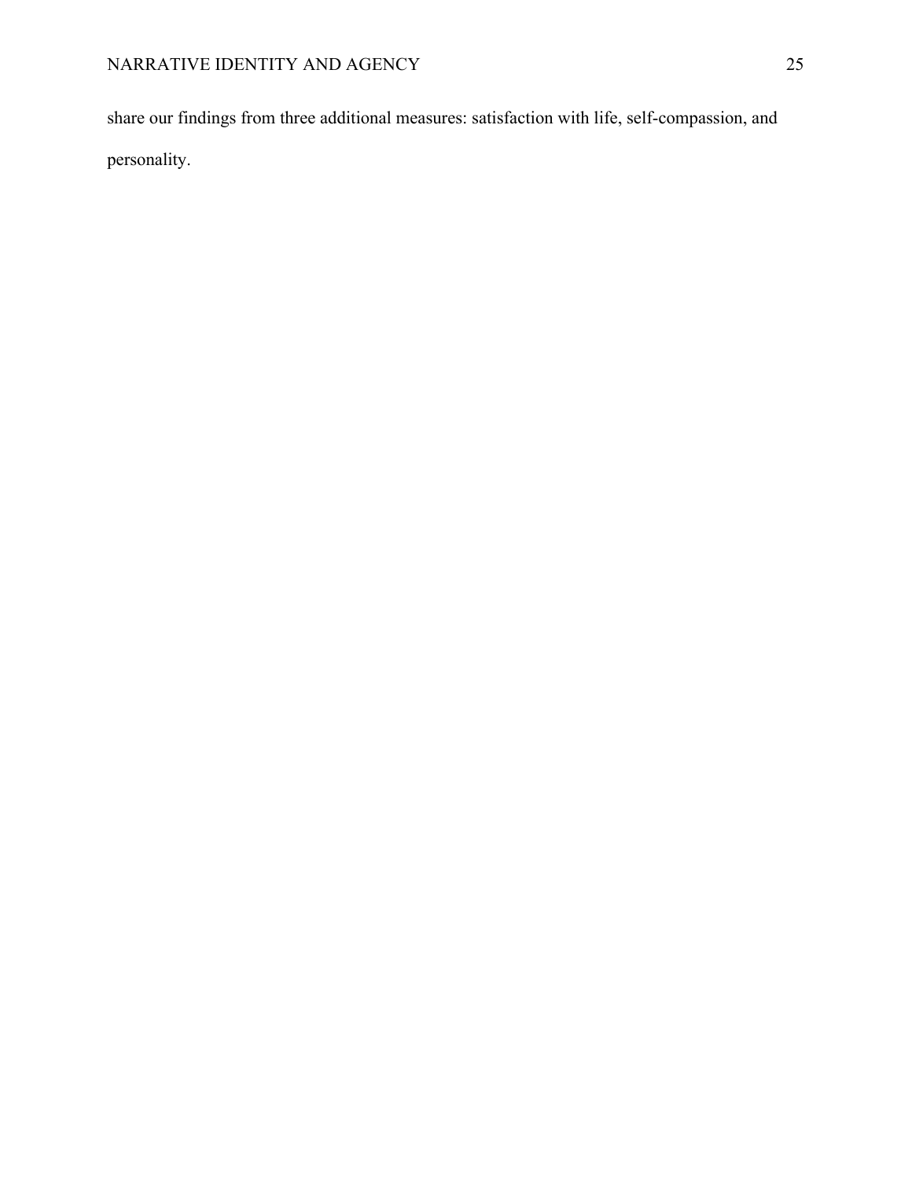share our findings from three additional measures: satisfaction with life, self-compassion, and personality.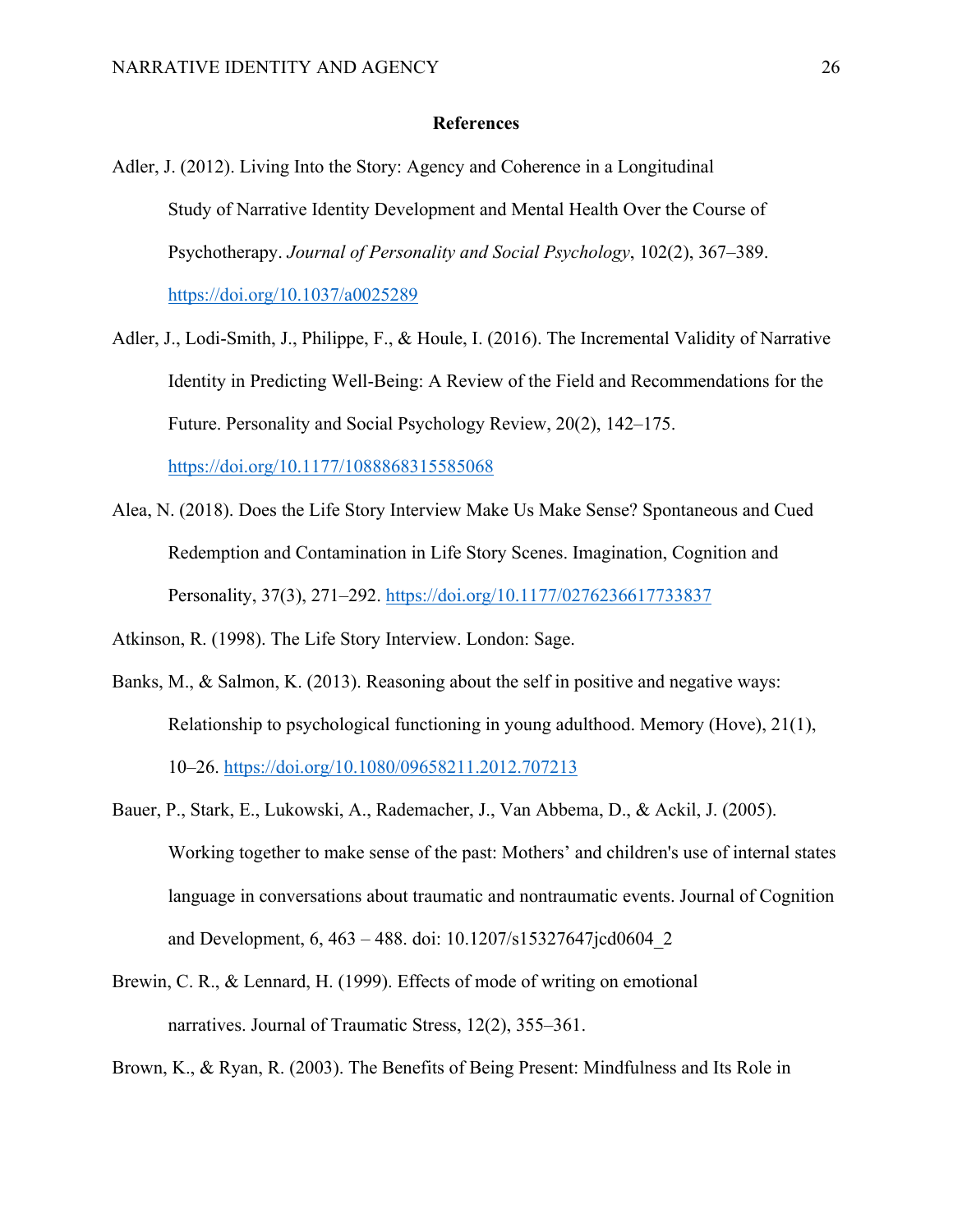**References**

Adler, J. (2012). Living Into the Story: Agency and Coherence in a Longitudinal Study of Narrative Identity Development and Mental Health Over the Course of Psychotherapy. *Journal of Personality and Social Psychology*, 102(2), 367–389. https://doi.org/10.1037/a0025289

Adler, J., Lodi-Smith, J., Philippe, F., & Houle, I. (2016). The Incremental Validity of Narrative Identity in Predicting Well-Being: A Review of the Field and Recommendations for the Future. Personality and Social Psychology Review, 20(2), 142–175. https://doi.org/10.1177/1088868315585068

Alea, N. (2018). Does the Life Story Interview Make Us Make Sense? Spontaneous and Cued Redemption and Contamination in Life Story Scenes. Imagination, Cognition and Personality, 37(3), 271–292. https://doi.org/10.1177/0276236617733837

Atkinson, R. (1998). The Life Story Interview. London: Sage.

Banks, M., & Salmon, K. (2013). Reasoning about the self in positive and negative ways: Relationship to psychological functioning in young adulthood. Memory (Hove), 21(1), 10–26. https://doi.org/10.1080/09658211.2012.707213

Bauer, P., Stark, E., Lukowski, A., Rademacher, J., Van Abbema, D., & Ackil, J. (2005). Working together to make sense of the past: Mothers' and children's use of internal states language in conversations about traumatic and nontraumatic events. Journal of Cognition and Development, 6, 463 – 488. doi: 10.1207/s15327647jcd0604_2

Brewin, C. R., & Lennard, H. (1999). Effects of mode of writing on emotional narratives. Journal of Traumatic Stress, 12(2), 355–361.

Brown, K., & Ryan, R. (2003). The Benefits of Being Present: Mindfulness and Its Role in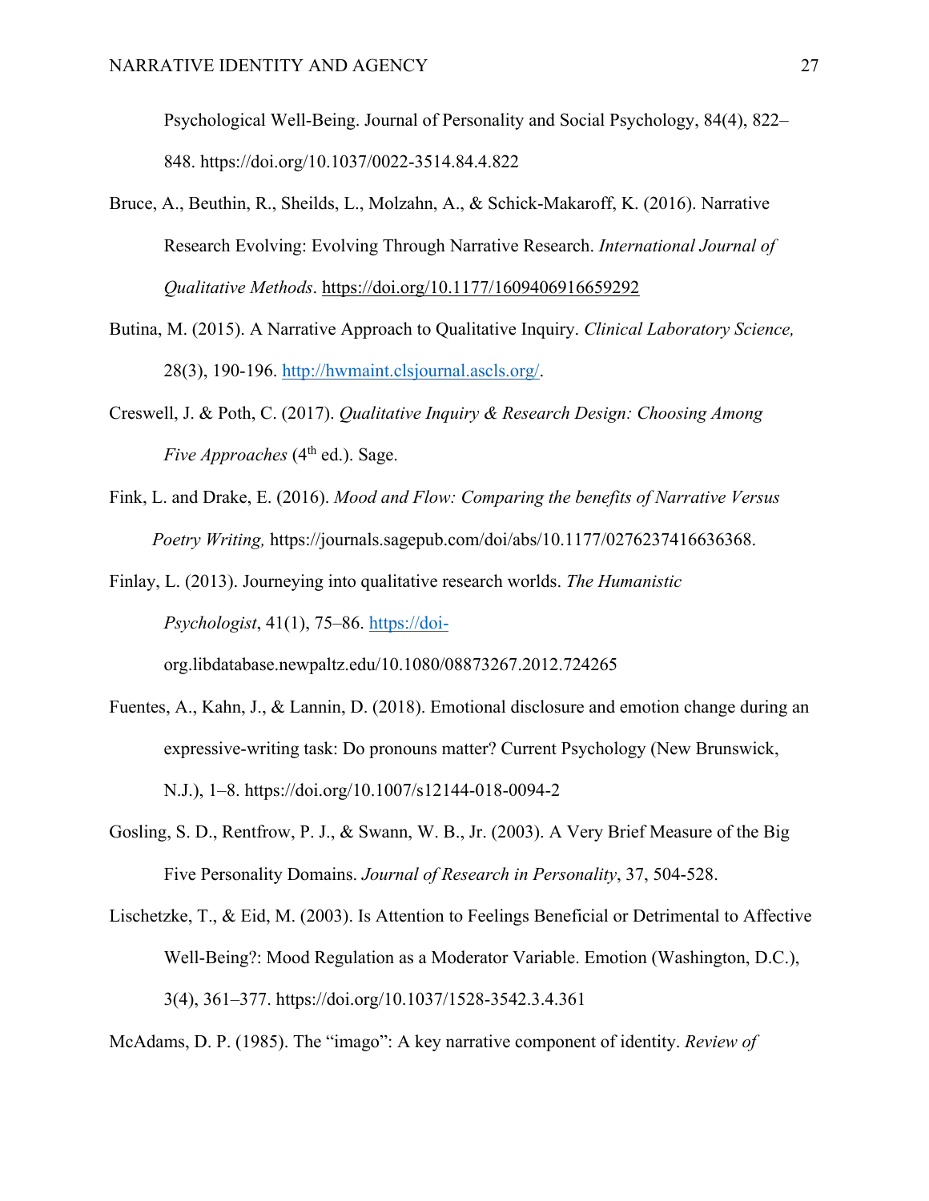Psychological Well-Being. Journal of Personality and Social Psychology, 84(4), 822–848. https://doi.org/10.1037/0022-3514.84.4.822

Bruce, A., Beuthin, R., Sheilds, L., Molzahn, A., & Schick-Makaroff, K. (2016). Narrative Research Evolving: Evolving Through Narrative Research. *International Journal of Qualitative Methods*. https://doi.org/10.1177/1609406916659292

Butina, M. (2015). A Narrative Approach to Qualitative Inquiry. *Clinical Laboratory Science,* 28(3), 190-196. http://hwmaint.clsjournal.ascls.org/.

Creswell, J. & Poth, C. (2017). *Qualitative Inquiry & Research Design: Choosing Among Five Approaches* (4th ed.). Sage.

Fink, L. and Drake, E. (2016). *Mood and Flow: Comparing the benefits of Narrative Versus Poetry Writing,* https://journals.sagepub.com/doi/abs/10.1177/0276237416636368.

Finlay, L. (2013). Journeying into qualitative research worlds. *The Humanistic Psychologist*, 41(1), 75–86. https://doi-org.libdatabase.newpaltz.edu/10.1080/08873267.2012.724265

Fuentes, A., Kahn, J., & Lannin, D. (2018). Emotional disclosure and emotion change during an expressive-writing task: Do pronouns matter? Current Psychology (New Brunswick, N.J.), 1–8. https://doi.org/10.1007/s12144-018-0094-2

Gosling, S. D., Rentfrow, P. J., & Swann, W. B., Jr. (2003). A Very Brief Measure of the Big Five Personality Domains. *Journal of Research in Personality*, 37, 504-528.

Lischetzke, T., & Eid, M. (2003). Is Attention to Feelings Beneficial or Detrimental to Affective Well-Being?: Mood Regulation as a Moderator Variable. Emotion (Washington, D.C.), 3(4), 361–377. https://doi.org/10.1037/1528-3542.3.4.361

McAdams, D. P. (1985). The "imago": A key narrative component of identity. *Review of*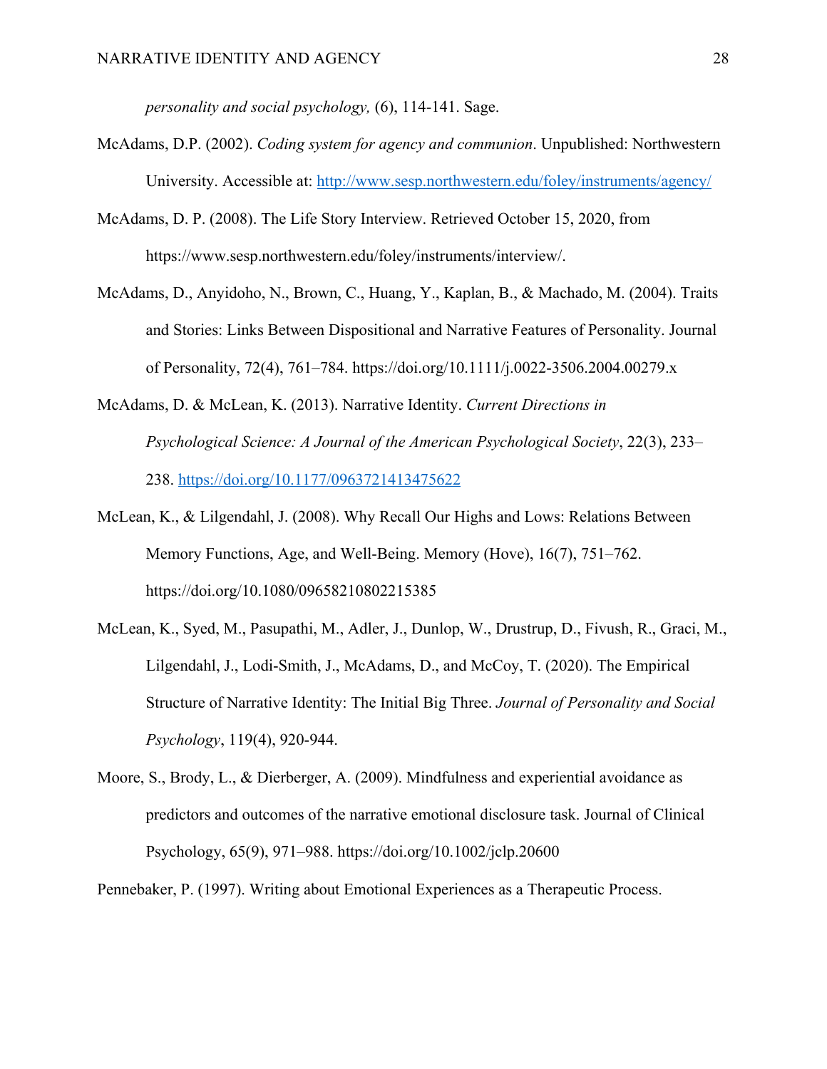*personality and social psychology,* (6), 114-141. Sage.

McAdams, D.P. (2002). *Coding system for agency and communion*. Unpublished: Northwestern University. Accessible at: http://www.sesp.northwestern.edu/foley/instruments/agency/

McAdams, D. P. (2008). The Life Story Interview. Retrieved October 15, 2020, from https://www.sesp.northwestern.edu/foley/instruments/interview/.

McAdams, D., Anyidoho, N., Brown, C., Huang, Y., Kaplan, B., & Machado, M. (2004). Traits and Stories: Links Between Dispositional and Narrative Features of Personality. Journal of Personality, 72(4), 761–784. https://doi.org/10.1111/j.0022-3506.2004.00279.x

McAdams, D. & McLean, K. (2013). Narrative Identity. *Current Directions in Psychological Science: A Journal of the American Psychological Society*, 22(3), 233–238. https://doi.org/10.1177/0963721413475622

McLean, K., & Lilgendahl, J. (2008). Why Recall Our Highs and Lows: Relations Between Memory Functions, Age, and Well-Being. Memory (Hove), 16(7), 751–762. https://doi.org/10.1080/09658210802215385

McLean, K., Syed, M., Pasupathi, M., Adler, J., Dunlop, W., Drustrup, D., Fivush, R., Graci, M., Lilgendahl, J., Lodi-Smith, J., McAdams, D., and McCoy, T. (2020). The Empirical Structure of Narrative Identity: The Initial Big Three. *Journal of Personality and Social Psychology*, 119(4), 920-944.

Moore, S., Brody, L., & Dierberger, A. (2009). Mindfulness and experiential avoidance as predictors and outcomes of the narrative emotional disclosure task. Journal of Clinical Psychology, 65(9), 971–988. https://doi.org/10.1002/jclp.20600

Pennebaker, P. (1997). Writing about Emotional Experiences as a Therapeutic Process.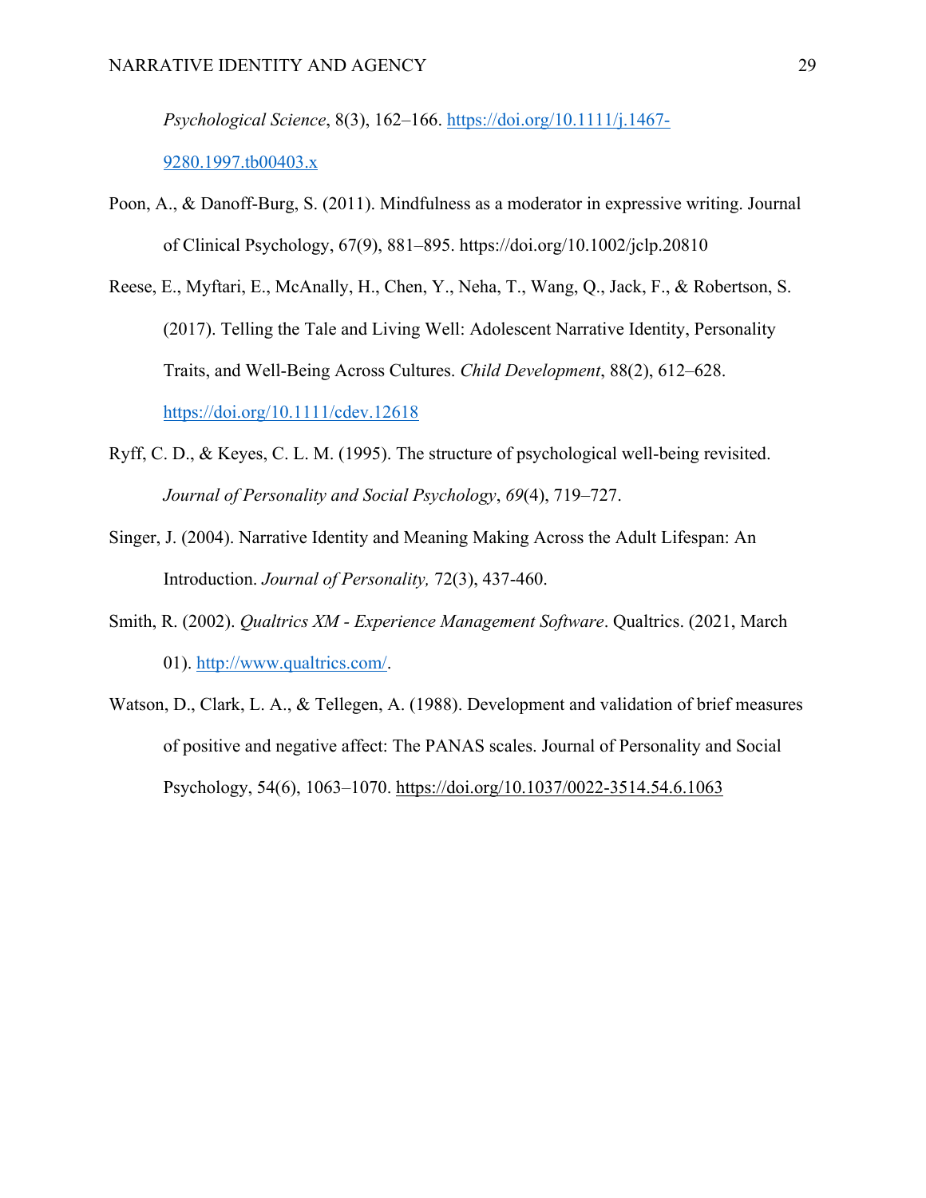*Psychological Science*, 8(3), 162–166. https://doi.org/10.1111/j.1467-9280.1997.tb00403.x

Poon, A., & Danoff-Burg, S. (2011). Mindfulness as a moderator in expressive writing. Journal of Clinical Psychology, 67(9), 881–895. https://doi.org/10.1002/jclp.20810

Reese, E., Myftari, E., McAnally, H., Chen, Y., Neha, T., Wang, Q., Jack, F., & Robertson, S. (2017). Telling the Tale and Living Well: Adolescent Narrative Identity, Personality Traits, and Well-Being Across Cultures. *Child Development*, 88(2), 612–628. https://doi.org/10.1111/cdev.12618

Ryff, C. D., & Keyes, C. L. M. (1995). The structure of psychological well-being revisited. *Journal of Personality and Social Psychology*, *69*(4), 719–727.

Singer, J. (2004). Narrative Identity and Meaning Making Across the Adult Lifespan: An Introduction. *Journal of Personality,* 72(3), 437-460.

Smith, R. (2002). *Qualtrics XM - Experience Management Software*. Qualtrics. (2021, March 01). http://www.qualtrics.com/.

Watson, D., Clark, L. A., & Tellegen, A. (1988). Development and validation of brief measures of positive and negative affect: The PANAS scales. Journal of Personality and Social Psychology, 54(6), 1063–1070. https://doi.org/10.1037/0022-3514.54.6.1063